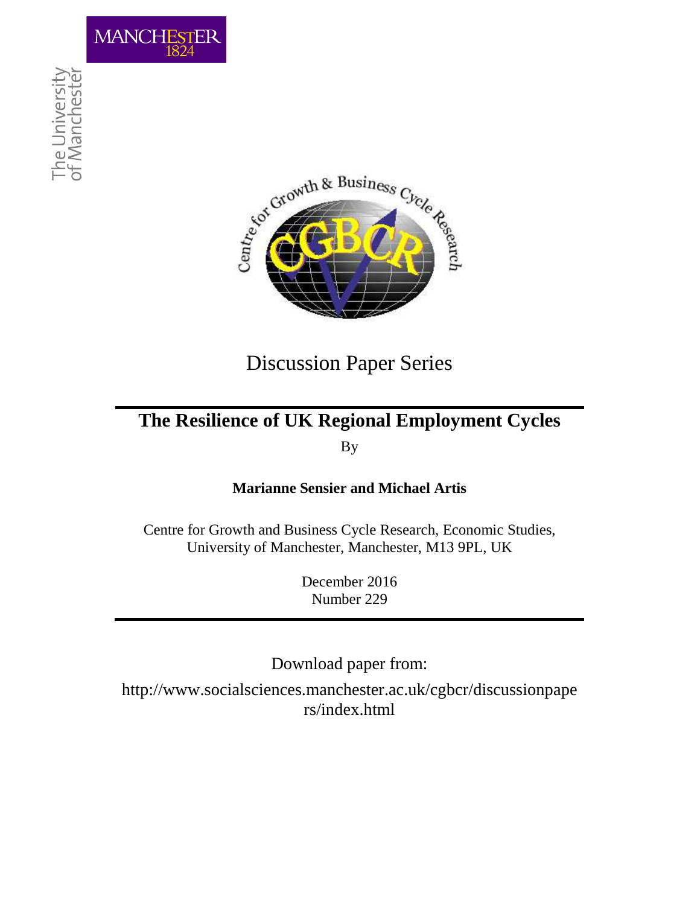Discussion Paper Series

# The Resilience of UK Regional Employment Cycles

By

**Marianne Sensier and Michael Artis**

Centre for Growth and Business Cycle Research, Economic Studies, University of Manchester, Manchester, M13 9PL, UK

December 2016
Number 229

Download paper from:

http://www.socialsciences.manchester.ac.uk/cgbcr/discussionpapers/index.html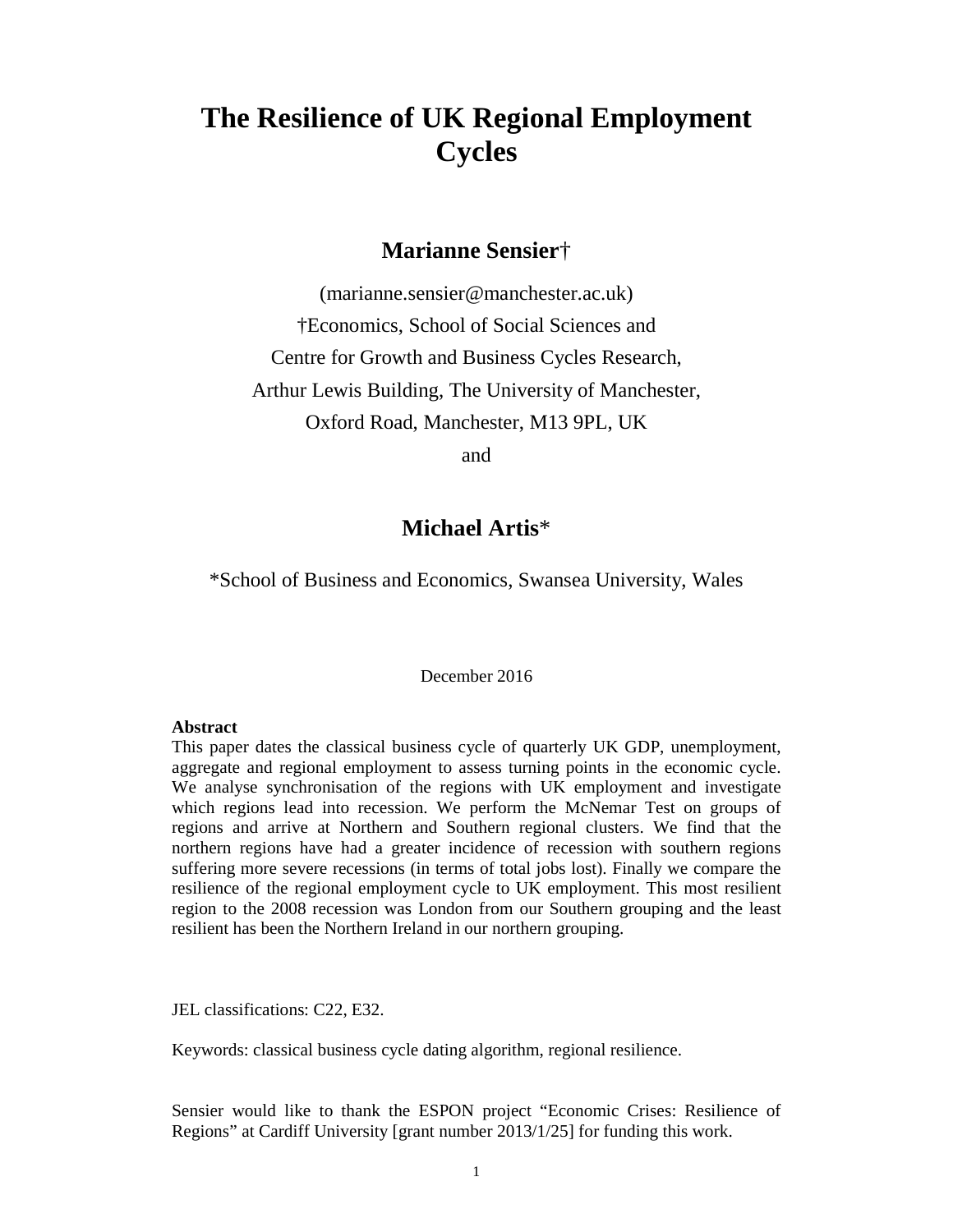# The Resilience of UK Regional Employment Cycles

## Marianne Sensier†

(marianne.sensier@manchester.ac.uk)

†Economics, School of Social Sciences and

Centre for Growth and Business Cycles Research,

Arthur Lewis Building, The University of Manchester,

Oxford Road, Manchester, M13 9PL, UK

and

## Michael Artis*

*School of Business and Economics, Swansea University, Wales

December 2016

**Abstract**

This paper dates the classical business cycle of quarterly UK GDP, unemployment, aggregate and regional employment to assess turning points in the economic cycle. We analyse synchronisation of the regions with UK employment and investigate which regions lead into recession. We perform the McNemar Test on groups of regions and arrive at Northern and Southern regional clusters. We find that the northern regions have had a greater incidence of recession with southern regions suffering more severe recessions (in terms of total jobs lost). Finally we compare the resilience of the regional employment cycle to UK employment. This most resilient region to the 2008 recession was London from our Southern grouping and the least resilient has been the Northern Ireland in our northern grouping.

JEL classifications: C22, E32.

Keywords: classical business cycle dating algorithm, regional resilience.

Sensier would like to thank the ESPON project "Economic Crises: Resilience of Regions" at Cardiff University [grant number 2013/1/25] for funding this work.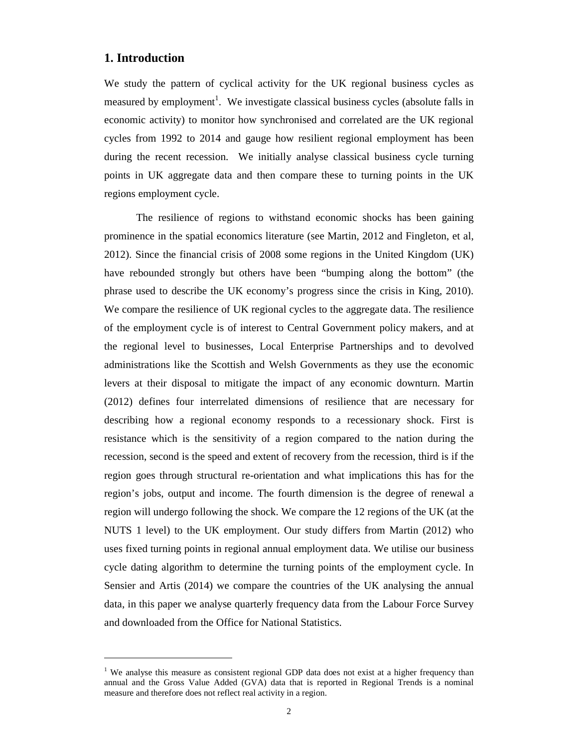## 1. Introduction

We study the pattern of cyclical activity for the UK regional business cycles as measured by employment[1]. We investigate classical business cycles (absolute falls in economic activity) to monitor how synchronised and correlated are the UK regional cycles from 1992 to 2014 and gauge how resilient regional employment has been during the recent recession. We initially analyse classical business cycle turning points in UK aggregate data and then compare these to turning points in the UK regions employment cycle.

The resilience of regions to withstand economic shocks has been gaining prominence in the spatial economics literature (see Martin, 2012 and Fingleton, et al, 2012). Since the financial crisis of 2008 some regions in the United Kingdom (UK) have rebounded strongly but others have been "bumping along the bottom" (the phrase used to describe the UK economy's progress since the crisis in King, 2010). We compare the resilience of UK regional cycles to the aggregate data. The resilience of the employment cycle is of interest to Central Government policy makers, and at the regional level to businesses, Local Enterprise Partnerships and to devolved administrations like the Scottish and Welsh Governments as they use the economic levers at their disposal to mitigate the impact of any economic downturn. Martin (2012) defines four interrelated dimensions of resilience that are necessary for describing how a regional economy responds to a recessionary shock. First is resistance which is the sensitivity of a region compared to the nation during the recession, second is the speed and extent of recovery from the recession, third is if the region goes through structural re-orientation and what implications this has for the region's jobs, output and income. The fourth dimension is the degree of renewal a region will undergo following the shock. We compare the 12 regions of the UK (at the NUTS 1 level) to the UK employment. Our study differs from Martin (2012) who uses fixed turning points in regional annual employment data. We utilise our business cycle dating algorithm to determine the turning points of the employment cycle. In Sensier and Artis (2014) we compare the countries of the UK analysing the annual data, in this paper we analyse quarterly frequency data from the Labour Force Survey and downloaded from the Office for National Statistics.

---

[1] We analyse this measure as consistent regional GDP data does not exist at a higher frequency than annual and the Gross Value Added (GVA) data that is reported in Regional Trends is a nominal measure and therefore does not reflect real activity in a region.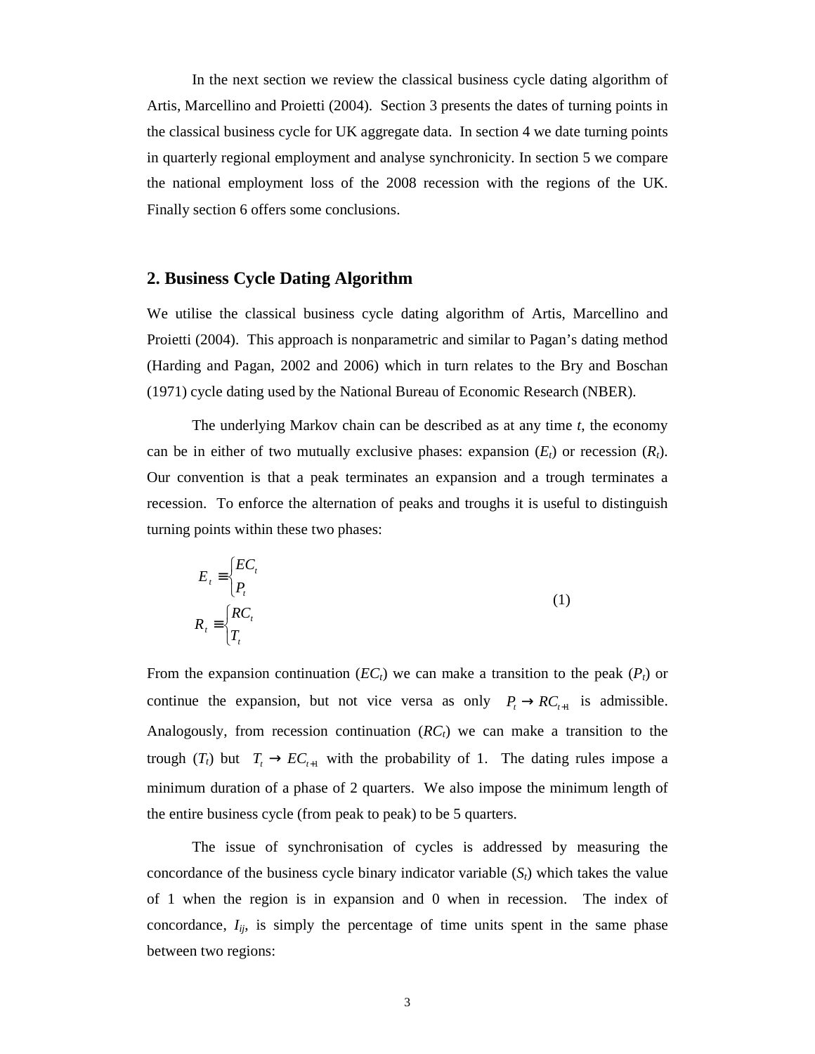In the next section we review the classical business cycle dating algorithm of Artis, Marcellino and Proietti (2004). Section 3 presents the dates of turning points in the classical business cycle for UK aggregate data. In section 4 we date turning points in quarterly regional employment and analyse synchronicity. In section 5 we compare the national employment loss of the 2008 recession with the regions of the UK. Finally section 6 offers some conclusions.

## 2. Business Cycle Dating Algorithm

We utilise the classical business cycle dating algorithm of Artis, Marcellino and Proietti (2004). This approach is nonparametric and similar to Pagan's dating method (Harding and Pagan, 2002 and 2006) which in turn relates to the Bry and Boschan (1971) cycle dating used by the National Bureau of Economic Research (NBER).

The underlying Markov chain can be described as at any time *t*, the economy can be in either of two mutually exclusive phases: expansion ($E_t$) or recession ($R_t$). Our convention is that a peak terminates an expansion and a trough terminates a recession. To enforce the alternation of peaks and troughs it is useful to distinguish turning points within these two phases:

$$
\begin{aligned}
E_t &\equiv \begin{cases} EC_t \\ P_t \end{cases} \\
R_t &\equiv \begin{cases} RC_t \\ T_t \end{cases}
\end{aligned}
\tag{1}
$$

From the expansion continuation ($EC_t$) we can make a transition to the peak ($P_t$) or continue the expansion, but not vice versa as only $P_t \to RC_{t+1}$ is admissible. Analogously, from recession continuation ($RC_t$) we can make a transition to the trough ($T_t$) but $T_t \to EC_{t+1}$ with the probability of 1. The dating rules impose a minimum duration of a phase of 2 quarters. We also impose the minimum length of the entire business cycle (from peak to peak) to be 5 quarters.

The issue of synchronisation of cycles is addressed by measuring the concordance of the business cycle binary indicator variable ($S_t$) which takes the value of 1 when the region is in expansion and 0 when in recession. The index of concordance, $I_{ij}$, is simply the percentage of time units spent in the same phase between two regions: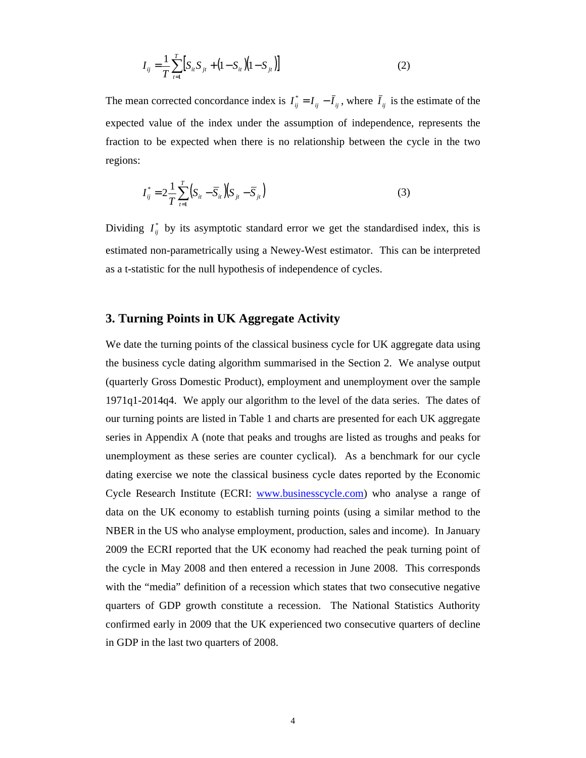$$I_{ij} = \frac{1}{T}\sum_{t=1}^{T}\left[S_{it}S_{jt} + (1 - S_{it})(1 - S_{jt})\right] \tag{2}$$

The mean corrected concordance index is $I^*_{ij} = I_{ij} - \bar{I}_{ij}$, where $\bar{I}_{ij}$ is the estimate of the expected value of the index under the assumption of independence, represents the fraction to be expected when there is no relationship between the cycle in the two regions:

$$I^*_{ij} = 2\frac{1}{T}\sum_{t=1}^{T}\left(S_{it} - \bar{S}_{it}\right)\left(S_{jt} - \bar{S}_{jt}\right) \tag{3}$$

Dividing $I^*_{ij}$ by its asymptotic standard error we get the standardised index, this is estimated non-parametrically using a Newey-West estimator. This can be interpreted as a t-statistic for the null hypothesis of independence of cycles.

## 3. Turning Points in UK Aggregate Activity

We date the turning points of the classical business cycle for UK aggregate data using the business cycle dating algorithm summarised in the Section 2. We analyse output (quarterly Gross Domestic Product), employment and unemployment over the sample 1971q1-2014q4. We apply our algorithm to the level of the data series. The dates of our turning points are listed in Table 1 and charts are presented for each UK aggregate series in Appendix A (note that peaks and troughs are listed as troughs and peaks for unemployment as these series are counter cyclical). As a benchmark for our cycle dating exercise we note the classical business cycle dates reported by the Economic Cycle Research Institute (ECRI: www.businesscycle.com) who analyse a range of data on the UK economy to establish turning points (using a similar method to the NBER in the US who analyse employment, production, sales and income). In January 2009 the ECRI reported that the UK economy had reached the peak turning point of the cycle in May 2008 and then entered a recession in June 2008. This corresponds with the "media" definition of a recession which states that two consecutive negative quarters of GDP growth constitute a recession. The National Statistics Authority confirmed early in 2009 that the UK experienced two consecutive quarters of decline in GDP in the last two quarters of 2008.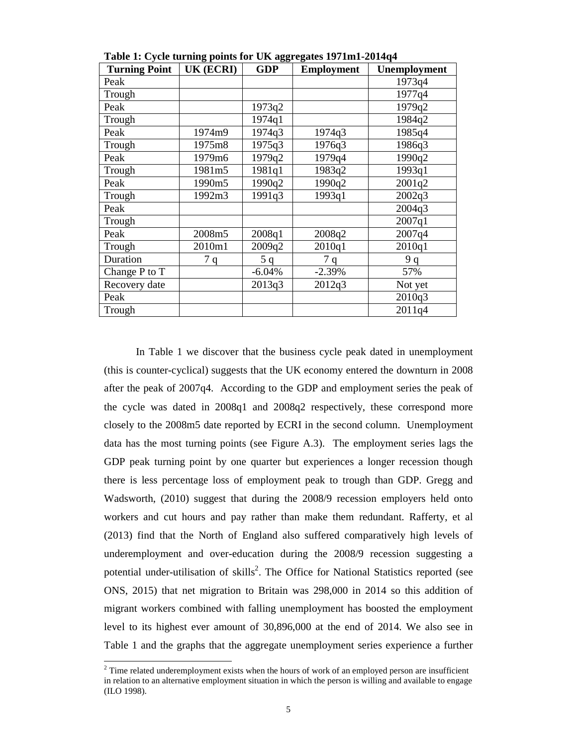**Table 1: Cycle turning points for UK aggregates 1971m1-2014q4**

| Turning Point | UK (ECRI) | GDP | Employment | Unemployment |
|---|---|---|---|---|
| Peak | | | | 1973q4 |
| Trough | | | | 1977q4 |
| Peak | | 1973q2 | | 1979q2 |
| Trough | | 1974q1 | | 1984q2 |
| Peak | 1974m9 | 1974q3 | 1974q3 | 1985q4 |
| Trough | 1975m8 | 1975q3 | 1976q3 | 1986q3 |
| Peak | 1979m6 | 1979q2 | 1979q4 | 1990q2 |
| Trough | 1981m5 | 1981q1 | 1983q2 | 1993q1 |
| Peak | 1990m5 | 1990q2 | 1990q2 | 2001q2 |
| Trough | 1992m3 | 1991q3 | 1993q1 | 2002q3 |
| Peak | | | | 2004q3 |
| Trough | | | | 2007q1 |
| Peak | 2008m5 | 2008q1 | 2008q2 | 2007q4 |
| Trough | 2010m1 | 2009q2 | 2010q1 | 2010q1 |
| Duration | 7 q | 5 q | 7 q | 9 q |
| Change P to T | | -6.04% | -2.39% | 57% |
| Recovery date | | 2013q3 | 2012q3 | Not yet |
| Peak | | | | 2010q3 |
| Trough | | | | 2011q4 |

In Table 1 we discover that the business cycle peak dated in unemployment (this is counter-cyclical) suggests that the UK economy entered the downturn in 2008 after the peak of 2007q4. According to the GDP and employment series the peak of the cycle was dated in 2008q1 and 2008q2 respectively, these correspond more closely to the 2008m5 date reported by ECRI in the second column. Unemployment data has the most turning points (see Figure A.3). The employment series lags the GDP peak turning point by one quarter but experiences a longer recession though there is less percentage loss of employment peak to trough than GDP. Gregg and Wadsworth, (2010) suggest that during the 2008/9 recession employers held onto workers and cut hours and pay rather than make them redundant. Rafferty, et al (2013) find that the North of England also suffered comparatively high levels of underemployment and over-education during the 2008/9 recession suggesting a potential under-utilisation of skills[2]. The Office for National Statistics reported (see ONS, 2015) that net migration to Britain was 298,000 in 2014 so this addition of migrant workers combined with falling unemployment has boosted the employment level to its highest ever amount of 30,896,000 at the end of 2014. We also see in Table 1 and the graphs that the aggregate unemployment series experience a further

[2] Time related underemployment exists when the hours of work of an employed person are insufficient in relation to an alternative employment situation in which the person is willing and available to engage (ILO 1998).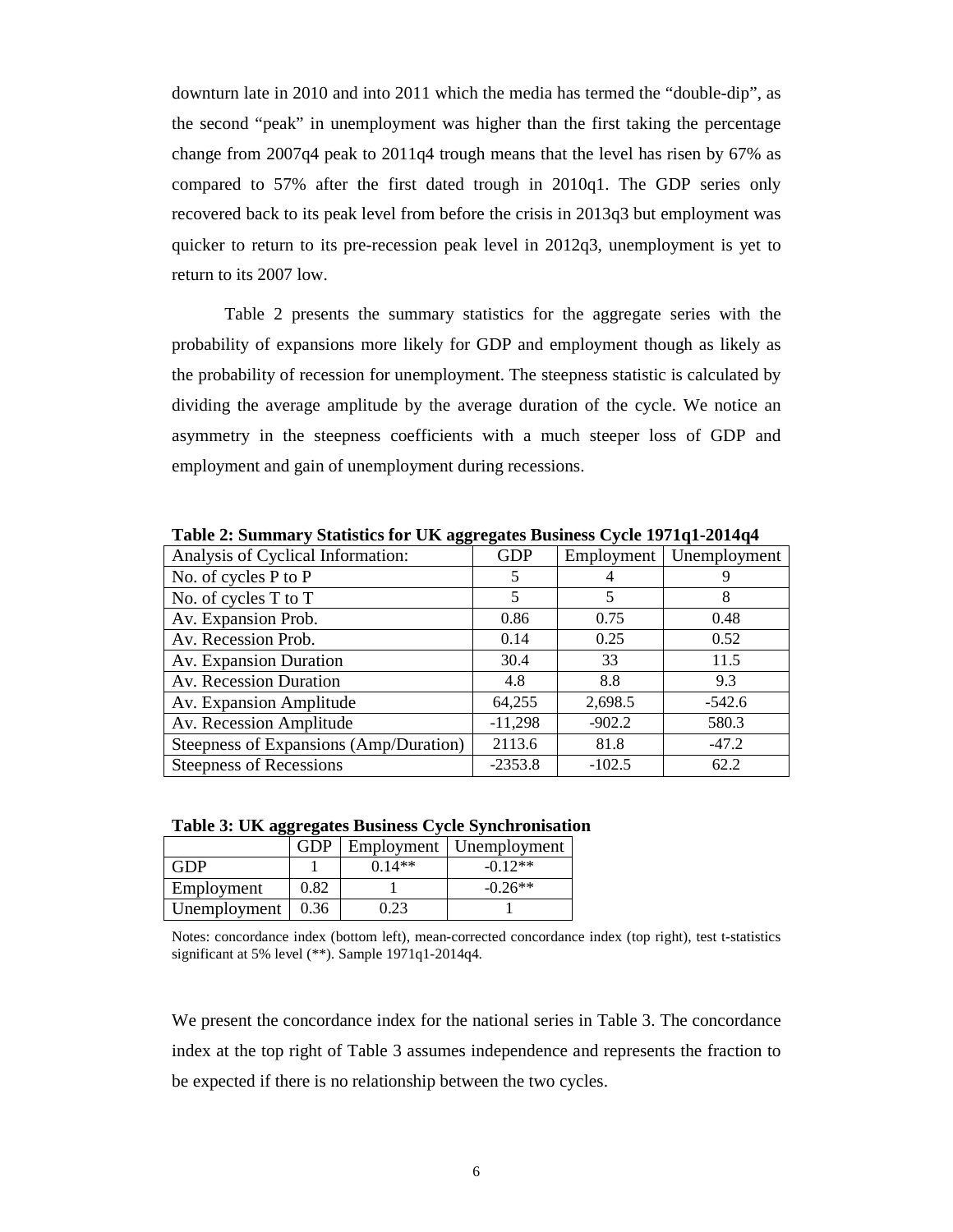downturn late in 2010 and into 2011 which the media has termed the "double-dip", as the second "peak" in unemployment was higher than the first taking the percentage change from 2007q4 peak to 2011q4 trough means that the level has risen by 67% as compared to 57% after the first dated trough in 2010q1. The GDP series only recovered back to its peak level from before the crisis in 2013q3 but employment was quicker to return to its pre-recession peak level in 2012q3, unemployment is yet to return to its 2007 low.

Table 2 presents the summary statistics for the aggregate series with the probability of expansions more likely for GDP and employment though as likely as the probability of recession for unemployment. The steepness statistic is calculated by dividing the average amplitude by the average duration of the cycle. We notice an asymmetry in the steepness coefficients with a much steeper loss of GDP and employment and gain of unemployment during recessions.

**Table 2: Summary Statistics for UK aggregates Business Cycle 1971q1-2014q4**

| Analysis of Cyclical Information: | GDP | Employment | Unemployment |
|---|---|---|---|
| No. of cycles P to P | 5 | 4 | 9 |
| No. of cycles T to T | 5 | 5 | 8 |
| Av. Expansion Prob. | 0.86 | 0.75 | 0.48 |
| Av. Recession Prob. | 0.14 | 0.25 | 0.52 |
| Av. Expansion Duration | 30.4 | 33 | 11.5 |
| Av. Recession Duration | 4.8 | 8.8 | 9.3 |
| Av. Expansion Amplitude | 64,255 | 2,698.5 | -542.6 |
| Av. Recession Amplitude | -11,298 | -902.2 | 580.3 |
| Steepness of Expansions (Amp/Duration) | 2113.6 | 81.8 | -47.2 |
| Steepness of Recessions | -2353.8 | -102.5 | 62.2 |

**Table 3: UK aggregates Business Cycle Synchronisation**

| | GDP | Employment | Unemployment |
|---|---|---|---|
| GDP | 1 | 0.14** | -0.12** |
| Employment | 0.82 | 1 | -0.26** |
| Unemployment | 0.36 | 0.23 | 1 |

Notes: concordance index (bottom left), mean-corrected concordance index (top right), test t-statistics significant at 5% level (**). Sample 1971q1-2014q4.

We present the concordance index for the national series in Table 3. The concordance index at the top right of Table 3 assumes independence and represents the fraction to be expected if there is no relationship between the two cycles.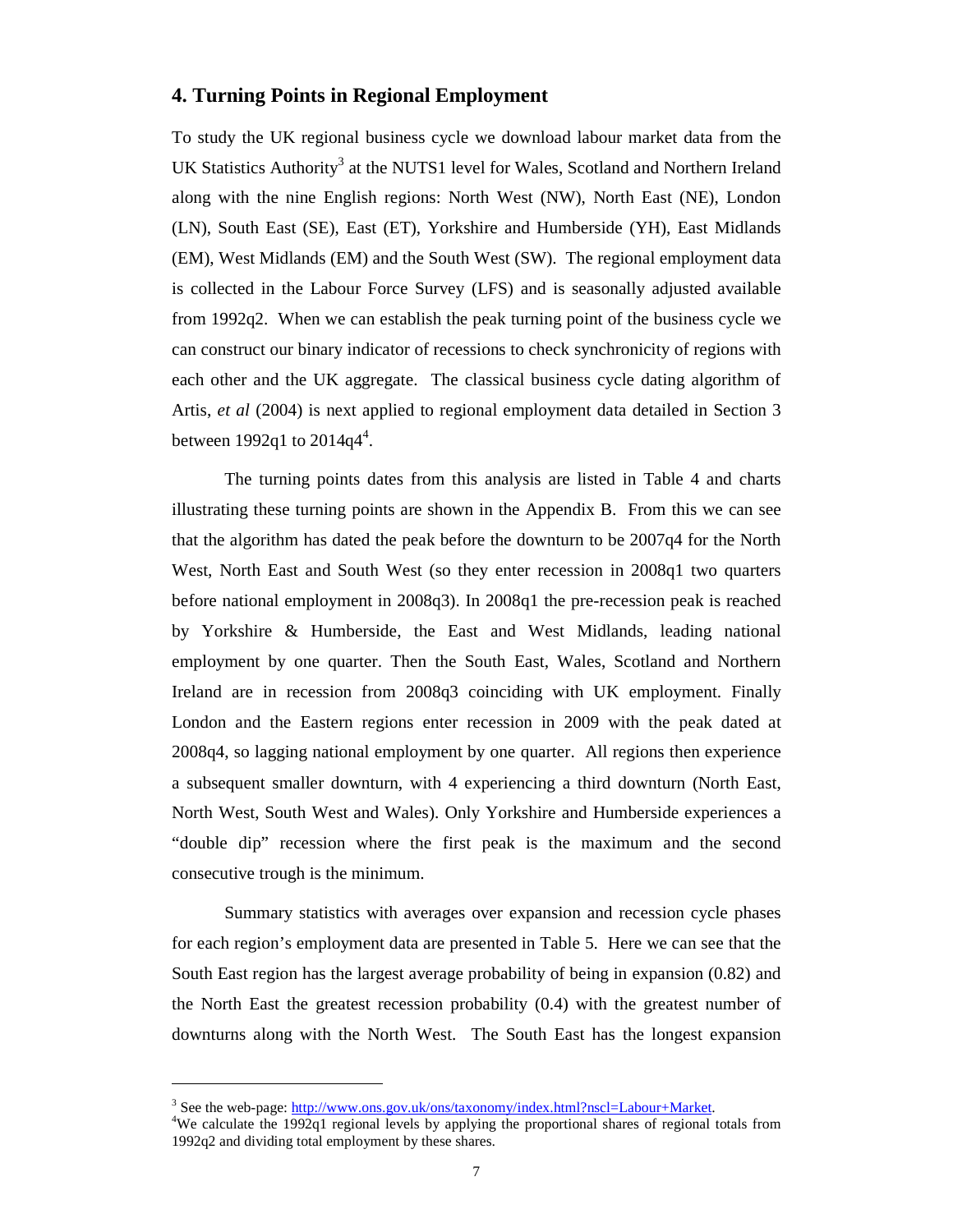## 4. Turning Points in Regional Employment

To study the UK regional business cycle we download labour market data from the UK Statistics Authority[3] at the NUTS1 level for Wales, Scotland and Northern Ireland along with the nine English regions: North West (NW), North East (NE), London (LN), South East (SE), East (ET), Yorkshire and Humberside (YH), East Midlands (EM), West Midlands (EM) and the South West (SW). The regional employment data is collected in the Labour Force Survey (LFS) and is seasonally adjusted available from 1992q2. When we can establish the peak turning point of the business cycle we can construct our binary indicator of recessions to check synchronicity of regions with each other and the UK aggregate. The classical business cycle dating algorithm of Artis, *et al* (2004) is next applied to regional employment data detailed in Section 3 between 1992q1 to 2014q4[4].

The turning points dates from this analysis are listed in Table 4 and charts illustrating these turning points are shown in the Appendix B. From this we can see that the algorithm has dated the peak before the downturn to be 2007q4 for the North West, North East and South West (so they enter recession in 2008q1 two quarters before national employment in 2008q3). In 2008q1 the pre-recession peak is reached by Yorkshire & Humberside, the East and West Midlands, leading national employment by one quarter. Then the South East, Wales, Scotland and Northern Ireland are in recession from 2008q3 coinciding with UK employment. Finally London and the Eastern regions enter recession in 2009 with the peak dated at 2008q4, so lagging national employment by one quarter. All regions then experience a subsequent smaller downturn, with 4 experiencing a third downturn (North East, North West, South West and Wales). Only Yorkshire and Humberside experiences a "double dip" recession where the first peak is the maximum and the second consecutive trough is the minimum.

Summary statistics with averages over expansion and recession cycle phases for each region's employment data are presented in Table 5. Here we can see that the South East region has the largest average probability of being in expansion (0.82) and the North East the greatest recession probability (0.4) with the greatest number of downturns along with the North West. The South East has the longest expansion

---

[3] See the web-page: http://www.ons.gov.uk/ons/taxonomy/index.html?nscl=Labour+Market.

[4] We calculate the 1992q1 regional levels by applying the proportional shares of regional totals from 1992q2 and dividing total employment by these shares.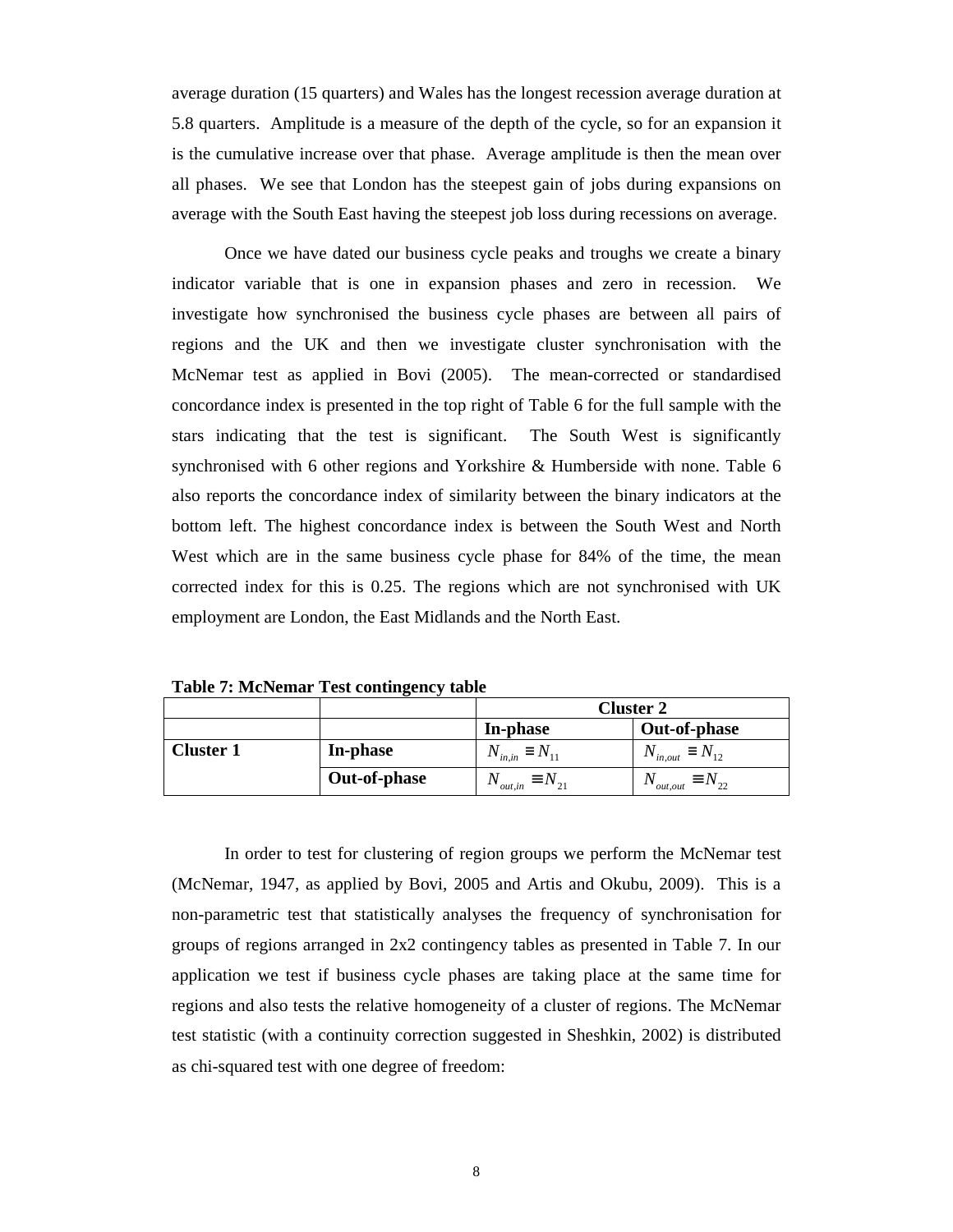average duration (15 quarters) and Wales has the longest recession average duration at 5.8 quarters. Amplitude is a measure of the depth of the cycle, so for an expansion it is the cumulative increase over that phase. Average amplitude is then the mean over all phases. We see that London has the steepest gain of jobs during expansions on average with the South East having the steepest job loss during recessions on average.

Once we have dated our business cycle peaks and troughs we create a binary indicator variable that is one in expansion phases and zero in recession. We investigate how synchronised the business cycle phases are between all pairs of regions and the UK and then we investigate cluster synchronisation with the McNemar test as applied in Bovi (2005). The mean-corrected or standardised concordance index is presented in the top right of Table 6 for the full sample with the stars indicating that the test is significant. The South West is significantly synchronised with 6 other regions and Yorkshire & Humberside with none. Table 6 also reports the concordance index of similarity between the binary indicators at the bottom left. The highest concordance index is between the South West and North West which are in the same business cycle phase for 84% of the time, the mean corrected index for this is 0.25. The regions which are not synchronised with UK employment are London, the East Midlands and the North East.

**Table 7: McNemar Test contingency table**

| | | **Cluster 2** | |
|---|---|---|---|
| | | **In-phase** | **Out-of-phase** |
| **Cluster 1** | **In-phase** | $N_{in,in} \equiv N_{11}$ | $N_{in,out} \equiv N_{12}$ |
| | **Out-of-phase** | $N_{out,in} \equiv N_{21}$ | $N_{out,out} \equiv N_{22}$ |

In order to test for clustering of region groups we perform the McNemar test (McNemar, 1947, as applied by Bovi, 2005 and Artis and Okubu, 2009). This is a non-parametric test that statistically analyses the frequency of synchronisation for groups of regions arranged in 2x2 contingency tables as presented in Table 7. In our application we test if business cycle phases are taking place at the same time for regions and also tests the relative homogeneity of a cluster of regions. The McNemar test statistic (with a continuity correction suggested in Sheshkin, 2002) is distributed as chi-squared test with one degree of freedom: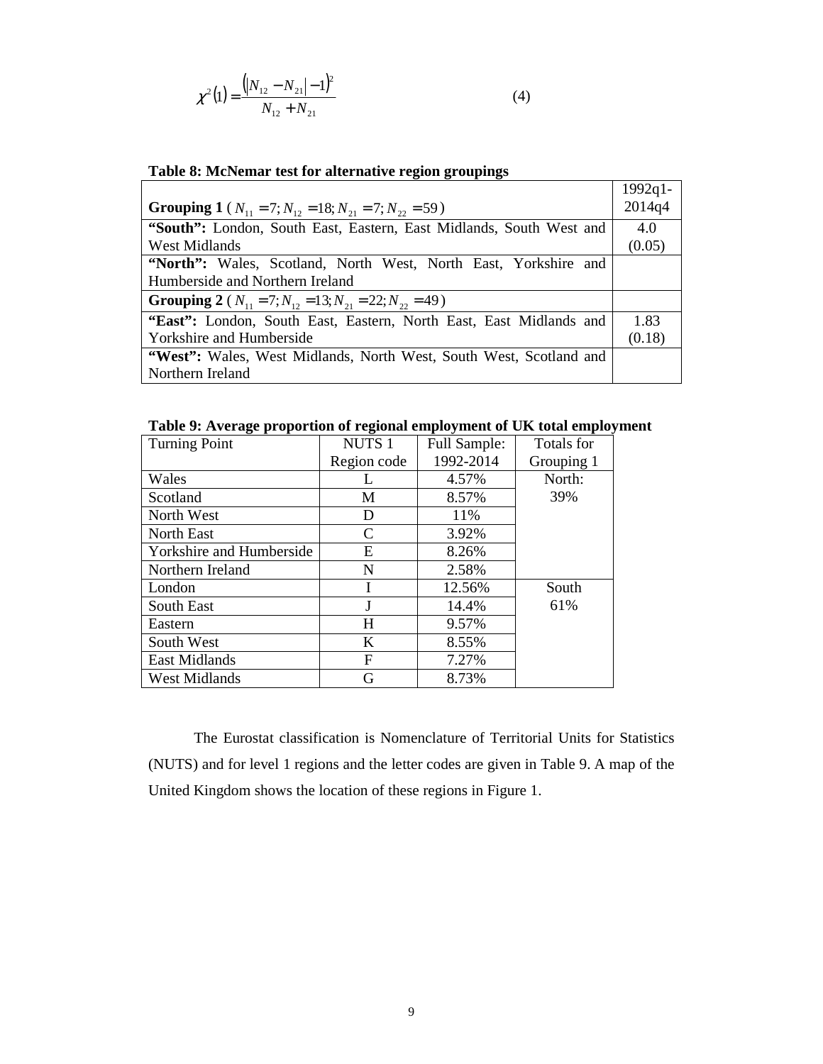$$\chi^2(1) = \frac{\left(\left|N_{12} - N_{21}\right| - 1\right)^2}{N_{12} + N_{21}} \tag{4}$$

**Table 8: McNemar test for alternative region groupings**

| **Grouping 1** ( $N_{11} = 7; N_{12} = 18; N_{21} = 7; N_{22} = 59$ ) | 1992q1-2014q4 |
|---|---|
| **"South":** London, South East, Eastern, East Midlands, South West and West Midlands | 4.0 (0.05) |
| **"North":** Wales, Scotland, North West, North East, Yorkshire and Humberside and Northern Ireland | |
| **Grouping 2** ( $N_{11} = 7; N_{12} = 13; N_{21} = 22; N_{22} = 49$ ) | |
| **"East":** London, South East, Eastern, North East, East Midlands and Yorkshire and Humberside | 1.83 (0.18) |
| **"West":** Wales, West Midlands, North West, South West, Scotland and Northern Ireland | |

**Table 9: Average proportion of regional employment of UK total employment**

| Turning Point | NUTS 1 Region code | Full Sample: 1992-2014 | Totals for Grouping 1 |
|---|---|---|---|
| Wales | L | 4.57% | North: 39% |
| Scotland | M | 8.57% | |
| North West | D | 11% | |
| North East | C | 3.92% | |
| Yorkshire and Humberside | E | 8.26% | |
| Northern Ireland | N | 2.58% | |
| London | I | 12.56% | South 61% |
| South East | J | 14.4% | |
| Eastern | H | 9.57% | |
| South West | K | 8.55% | |
| East Midlands | F | 7.27% | |
| West Midlands | G | 8.73% | |

The Eurostat classification is Nomenclature of Territorial Units for Statistics (NUTS) and for level 1 regions and the letter codes are given in Table 9. A map of the United Kingdom shows the location of these regions in Figure 1.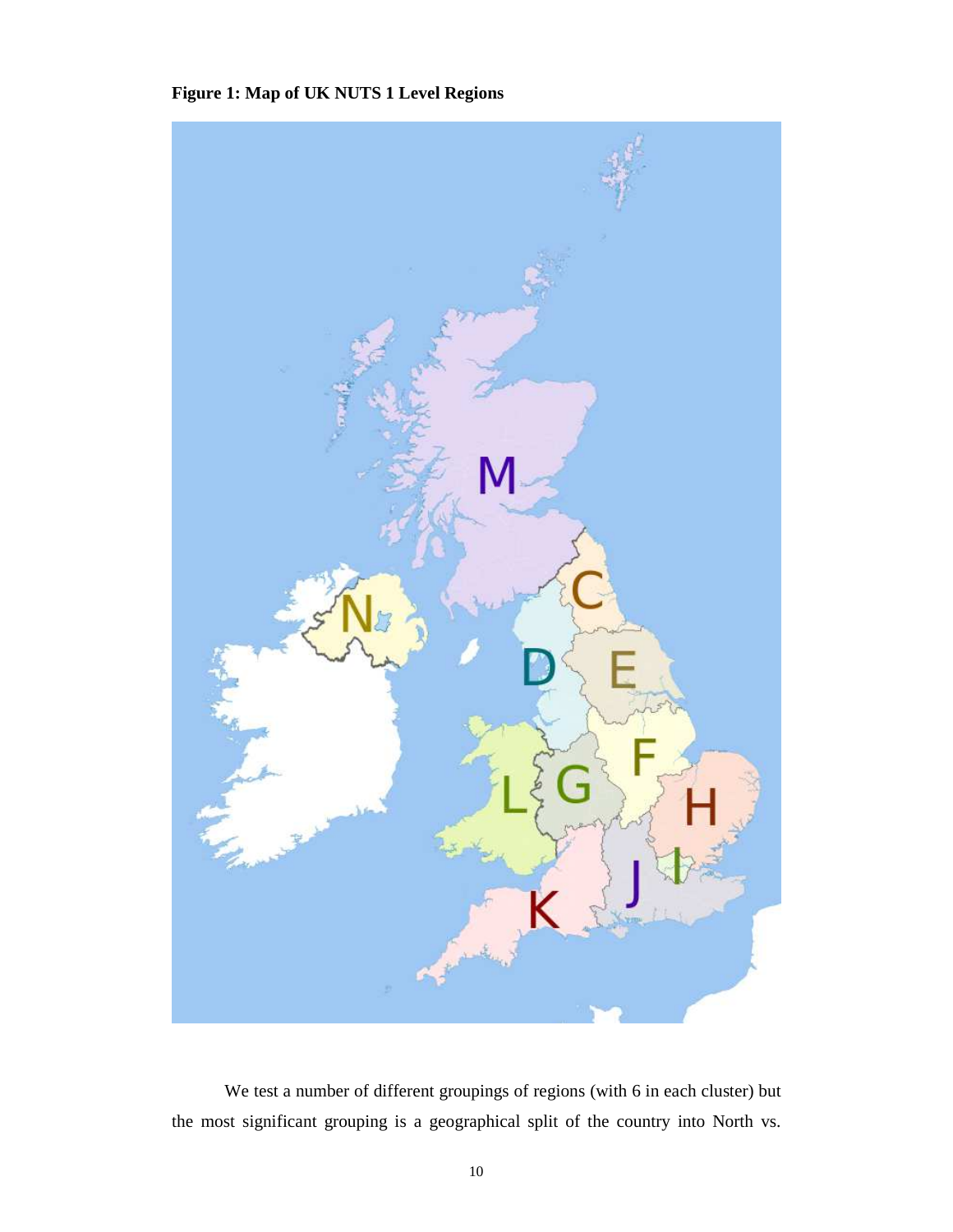**Figure 1: Map of UK NUTS 1 Level Regions**

We test a number of different groupings of regions (with 6 in each cluster) but the most significant grouping is a geographical split of the country into North vs.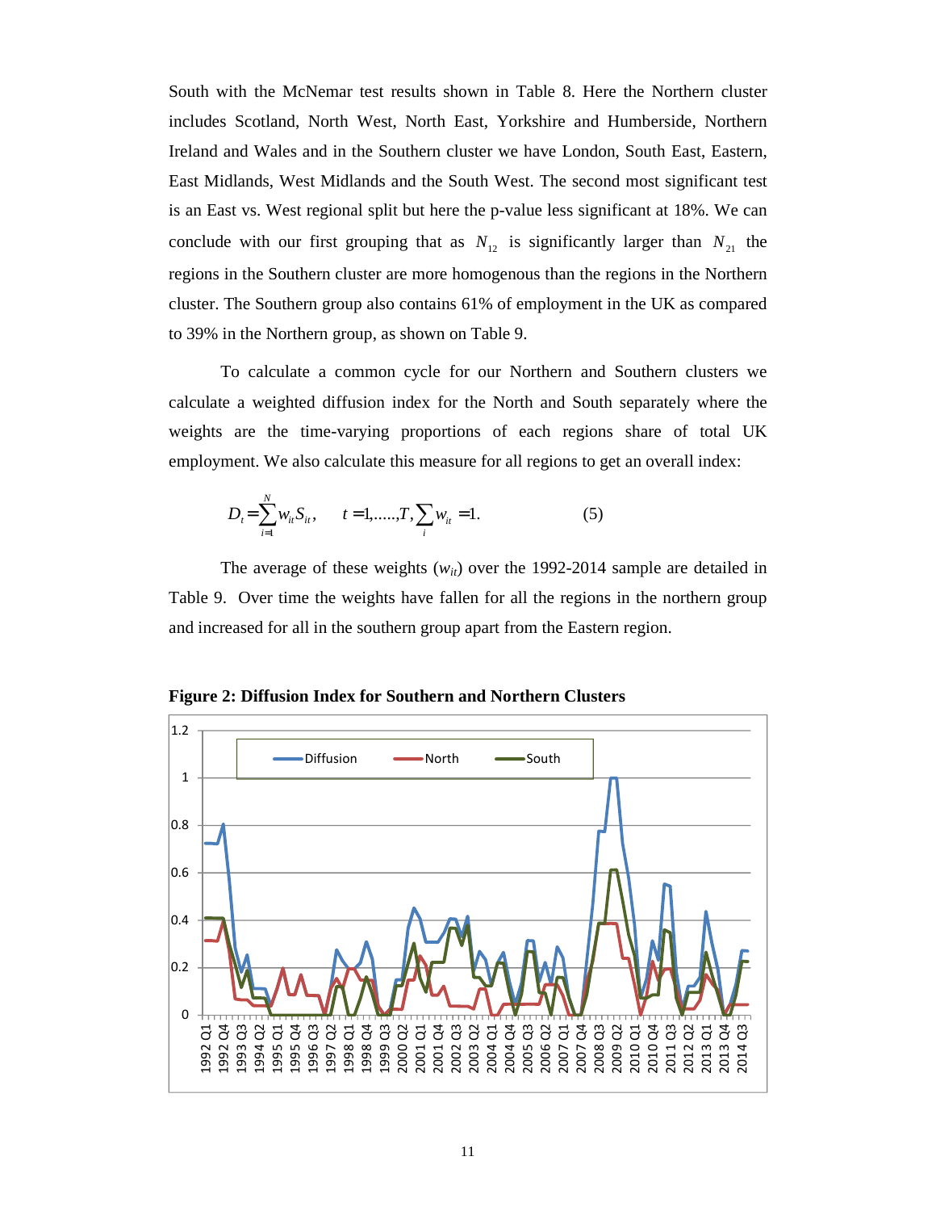South with the McNemar test results shown in Table 8. Here the Northern cluster includes Scotland, North West, North East, Yorkshire and Humberside, Northern Ireland and Wales and in the Southern cluster we have London, South East, Eastern, East Midlands, West Midlands and the South West. The second most significant test is an East vs. West regional split but here the p-value less significant at 18%. We can conclude with our first grouping that as $N_{12}$ is significantly larger than $N_{21}$ the regions in the Southern cluster are more homogenous than the regions in the Northern cluster. The Southern group also contains 61% of employment in the UK as compared to 39% in the Northern group, as shown on Table 9.

To calculate a common cycle for our Northern and Southern clusters we calculate a weighted diffusion index for the North and South separately where the weights are the time-varying proportions of each regions share of total UK employment. We also calculate this measure for all regions to get an overall index:

$$D_t = \sum_{i=1}^{N} w_{it} S_{it}, \qquad t = 1,.....,T, \sum_{i} w_{it} = 1. \tag{5}$$

The average of these weights ($w_{it}$) over the 1992-2014 sample are detailed in Table 9. Over time the weights have fallen for all the regions in the northern group and increased for all in the southern group apart from the Eastern region.

**Figure 2: Diffusion Index for Southern and Northern Clusters**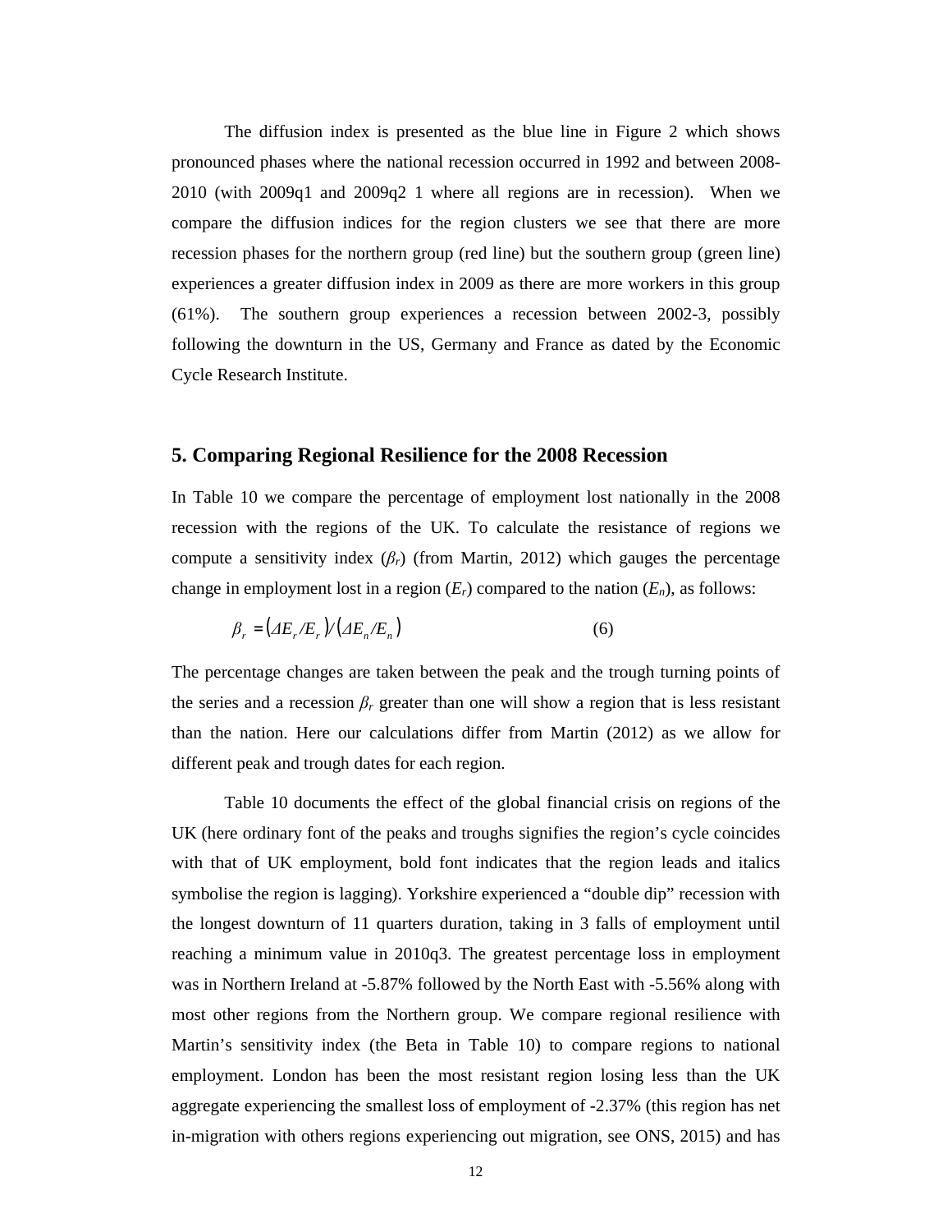The diffusion index is presented as the blue line in Figure 2 which shows pronounced phases where the national recession occurred in 1992 and between 2008-2010 (with 2009q1 and 2009q2 1 where all regions are in recession). When we compare the diffusion indices for the region clusters we see that there are more recession phases for the northern group (red line) but the southern group (green line) experiences a greater diffusion index in 2009 as there are more workers in this group (61%). The southern group experiences a recession between 2002-3, possibly following the downturn in the US, Germany and France as dated by the Economic Cycle Research Institute.

## 5. Comparing Regional Resilience for the 2008 Recession

In Table 10 we compare the percentage of employment lost nationally in the 2008 recession with the regions of the UK. To calculate the resistance of regions we compute a sensitivity index ($\beta_r$) (from Martin, 2012) which gauges the percentage change in employment lost in a region ($E_r$) compared to the nation ($E_n$), as follows:

$$\beta_r = (\Delta E_r / E_r) / (\Delta E_n / E_n) \tag{6}$$

The percentage changes are taken between the peak and the trough turning points of the series and a recession $\beta_r$ greater than one will show a region that is less resistant than the nation. Here our calculations differ from Martin (2012) as we allow for different peak and trough dates for each region.

Table 10 documents the effect of the global financial crisis on regions of the UK (here ordinary font of the peaks and troughs signifies the region's cycle coincides with that of UK employment, bold font indicates that the region leads and italics symbolise the region is lagging). Yorkshire experienced a "double dip" recession with the longest downturn of 11 quarters duration, taking in 3 falls of employment until reaching a minimum value in 2010q3. The greatest percentage loss in employment was in Northern Ireland at -5.87% followed by the North East with -5.56% along with most other regions from the Northern group. We compare regional resilience with Martin's sensitivity index (the Beta in Table 10) to compare regions to national employment. London has been the most resistant region losing less than the UK aggregate experiencing the smallest loss of employment of -2.37% (this region has net in-migration with others regions experiencing out migration, see ONS, 2015) and has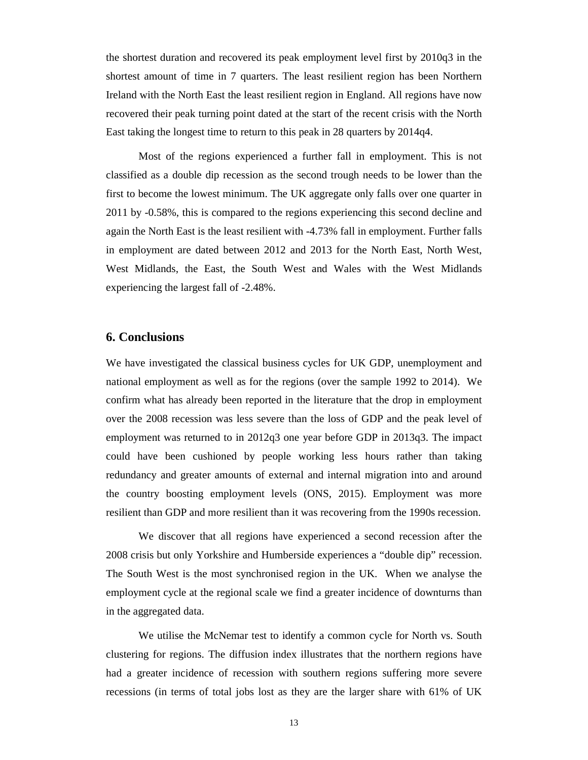the shortest duration and recovered its peak employment level first by 2010q3 in the shortest amount of time in 7 quarters. The least resilient region has been Northern Ireland with the North East the least resilient region in England. All regions have now recovered their peak turning point dated at the start of the recent crisis with the North East taking the longest time to return to this peak in 28 quarters by 2014q4.

Most of the regions experienced a further fall in employment. This is not classified as a double dip recession as the second trough needs to be lower than the first to become the lowest minimum. The UK aggregate only falls over one quarter in 2011 by -0.58%, this is compared to the regions experiencing this second decline and again the North East is the least resilient with -4.73% fall in employment. Further falls in employment are dated between 2012 and 2013 for the North East, North West, West Midlands, the East, the South West and Wales with the West Midlands experiencing the largest fall of -2.48%.

## 6. Conclusions

We have investigated the classical business cycles for UK GDP, unemployment and national employment as well as for the regions (over the sample 1992 to 2014). We confirm what has already been reported in the literature that the drop in employment over the 2008 recession was less severe than the loss of GDP and the peak level of employment was returned to in 2012q3 one year before GDP in 2013q3. The impact could have been cushioned by people working less hours rather than taking redundancy and greater amounts of external and internal migration into and around the country boosting employment levels (ONS, 2015). Employment was more resilient than GDP and more resilient than it was recovering from the 1990s recession.

We discover that all regions have experienced a second recession after the 2008 crisis but only Yorkshire and Humberside experiences a "double dip" recession. The South West is the most synchronised region in the UK. When we analyse the employment cycle at the regional scale we find a greater incidence of downturns than in the aggregated data.

We utilise the McNemar test to identify a common cycle for North vs. South clustering for regions. The diffusion index illustrates that the northern regions have had a greater incidence of recession with southern regions suffering more severe recessions (in terms of total jobs lost as they are the larger share with 61% of UK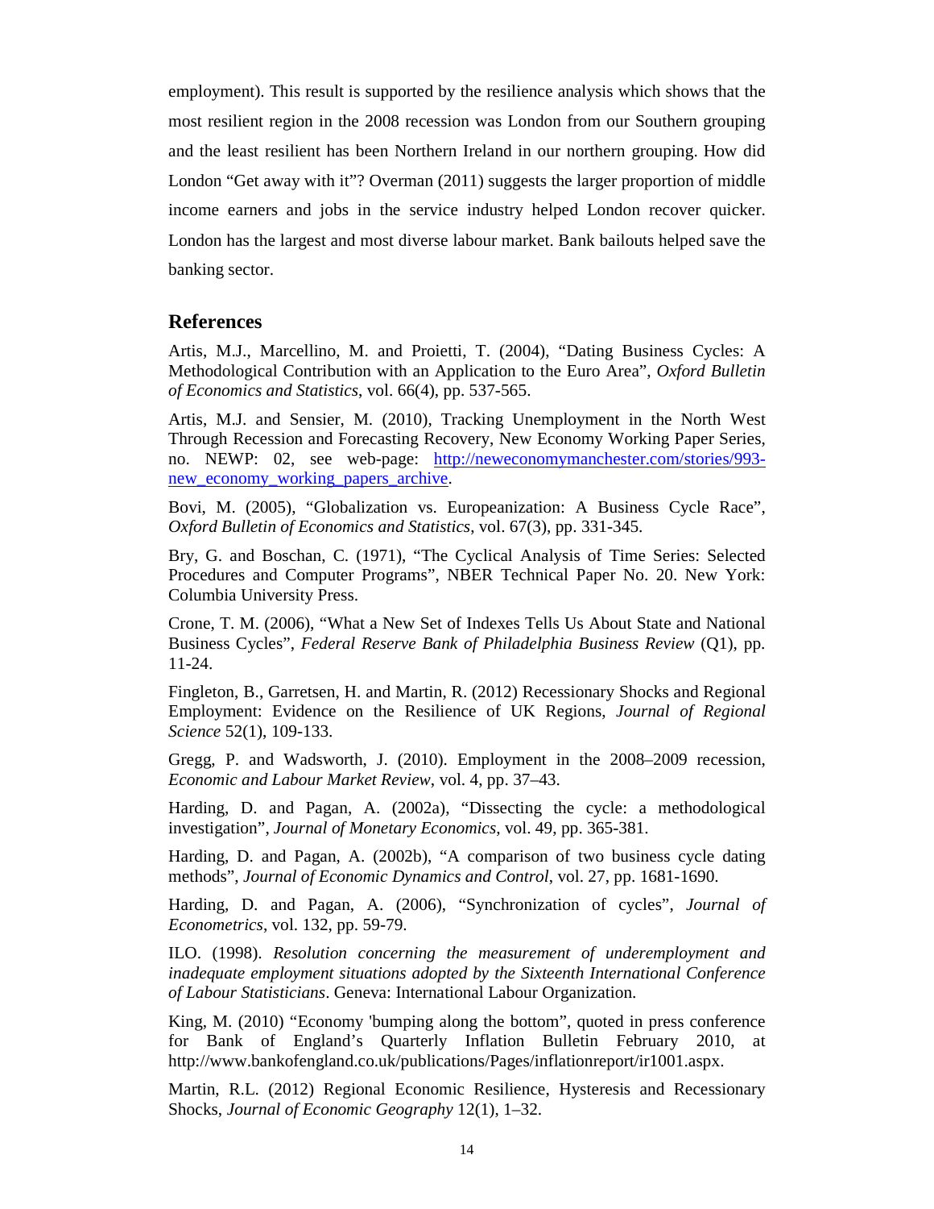employment). This result is supported by the resilience analysis which shows that the most resilient region in the 2008 recession was London from our Southern grouping and the least resilient has been Northern Ireland in our northern grouping. How did London "Get away with it"? Overman (2011) suggests the larger proportion of middle income earners and jobs in the service industry helped London recover quicker. London has the largest and most diverse labour market. Bank bailouts helped save the banking sector.

## References

Artis, M.J., Marcellino, M. and Proietti, T. (2004), "Dating Business Cycles: A Methodological Contribution with an Application to the Euro Area", *Oxford Bulletin of Economics and Statistics*, vol. 66(4), pp. 537-565.

Artis, M.J. and Sensier, M. (2010), Tracking Unemployment in the North West Through Recession and Forecasting Recovery, New Economy Working Paper Series, no. NEWP: 02, see web-page: [http://neweconomymanchester.com/stories/993-new_economy_working_papers_archive](http://neweconomymanchester.com/stories/993-new_economy_working_papers_archive).

Bovi, M. (2005), "Globalization vs. Europeanization: A Business Cycle Race", *Oxford Bulletin of Economics and Statistics*, vol. 67(3), pp. 331-345.

Bry, G. and Boschan, C. (1971), "The Cyclical Analysis of Time Series: Selected Procedures and Computer Programs", NBER Technical Paper No. 20. New York: Columbia University Press.

Crone, T. M. (2006), "What a New Set of Indexes Tells Us About State and National Business Cycles", *Federal Reserve Bank of Philadelphia Business Review* (Q1), pp. 11-24.

Fingleton, B., Garretsen, H. and Martin, R. (2012) Recessionary Shocks and Regional Employment: Evidence on the Resilience of UK Regions, *Journal of Regional Science* 52(1), 109-133.

Gregg, P. and Wadsworth, J. (2010). Employment in the 2008–2009 recession, *Economic and Labour Market Review*, vol. 4, pp. 37–43.

Harding, D. and Pagan, A. (2002a), "Dissecting the cycle: a methodological investigation", *Journal of Monetary Economics*, vol. 49, pp. 365-381.

Harding, D. and Pagan, A. (2002b), "A comparison of two business cycle dating methods", *Journal of Economic Dynamics and Control*, vol. 27, pp. 1681-1690.

Harding, D. and Pagan, A. (2006), "Synchronization of cycles", *Journal of Econometrics*, vol. 132, pp. 59-79.

ILO. (1998). *Resolution concerning the measurement of underemployment and inadequate employment situations adopted by the Sixteenth International Conference of Labour Statisticians*. Geneva: International Labour Organization.

King, M. (2010) "Economy 'bumping along the bottom", quoted in press conference for Bank of England's Quarterly Inflation Bulletin February 2010, at http://www.bankofengland.co.uk/publications/Pages/inflationreport/ir1001.aspx.

Martin, R.L. (2012) Regional Economic Resilience, Hysteresis and Recessionary Shocks, *Journal of Economic Geography* 12(1), 1–32.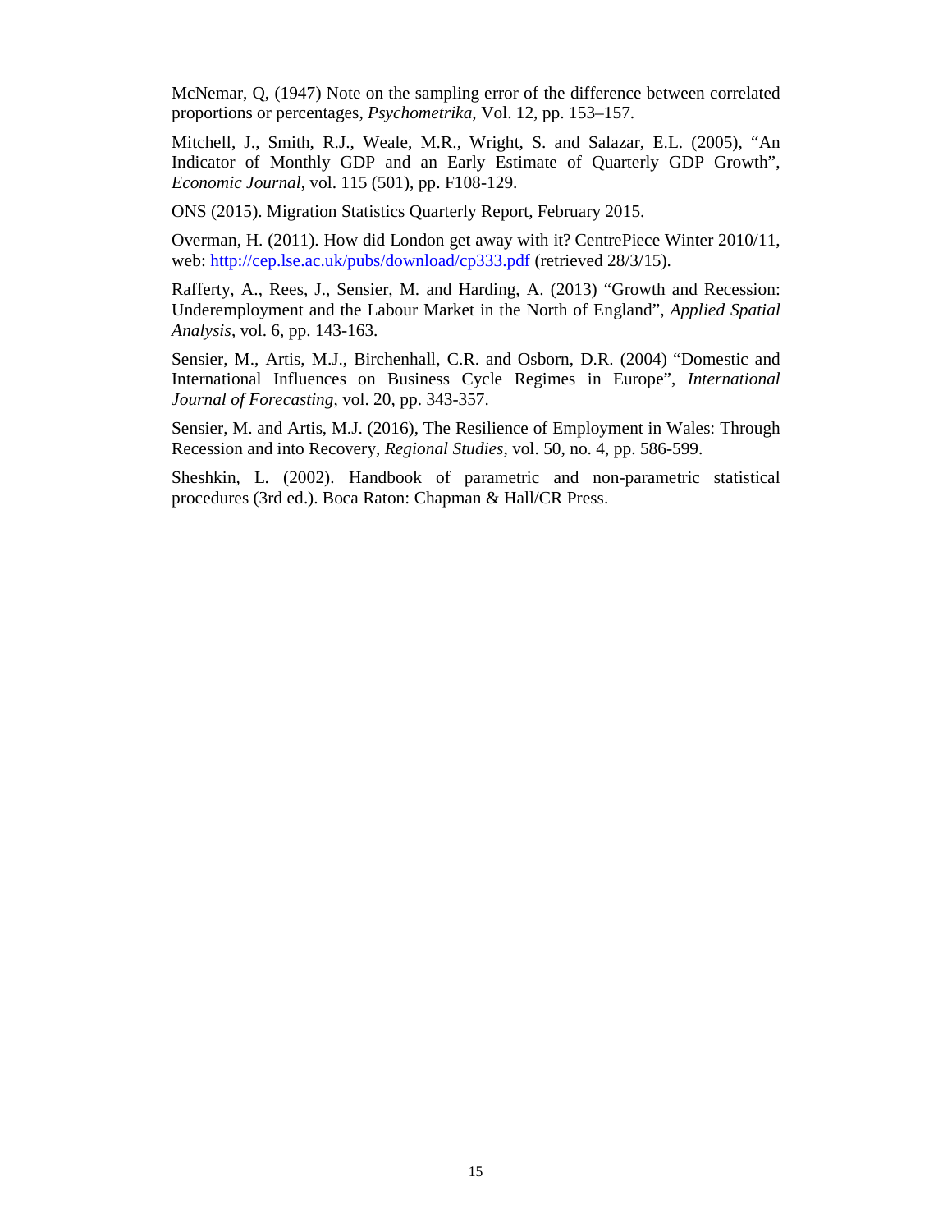McNemar, Q, (1947) Note on the sampling error of the difference between correlated proportions or percentages, *Psychometrika*, Vol. 12, pp. 153–157.

Mitchell, J., Smith, R.J., Weale, M.R., Wright, S. and Salazar, E.L. (2005), "An Indicator of Monthly GDP and an Early Estimate of Quarterly GDP Growth", *Economic Journal*, vol. 115 (501), pp. F108-129.

ONS (2015). Migration Statistics Quarterly Report, February 2015.

Overman, H. (2011). How did London get away with it? CentrePiece Winter 2010/11, web: http://cep.lse.ac.uk/pubs/download/cp333.pdf (retrieved 28/3/15).

Rafferty, A., Rees, J., Sensier, M. and Harding, A. (2013) "Growth and Recession: Underemployment and the Labour Market in the North of England", *Applied Spatial Analysis*, vol. 6, pp. 143-163.

Sensier, M., Artis, M.J., Birchenhall, C.R. and Osborn, D.R. (2004) "Domestic and International Influences on Business Cycle Regimes in Europe", *International Journal of Forecasting*, vol. 20, pp. 343-357.

Sensier, M. and Artis, M.J. (2016), The Resilience of Employment in Wales: Through Recession and into Recovery, *Regional Studies*, vol. 50, no. 4, pp. 586-599.

Sheshkin, L. (2002). Handbook of parametric and non-parametric statistical procedures (3rd ed.). Boca Raton: Chapman & Hall/CR Press.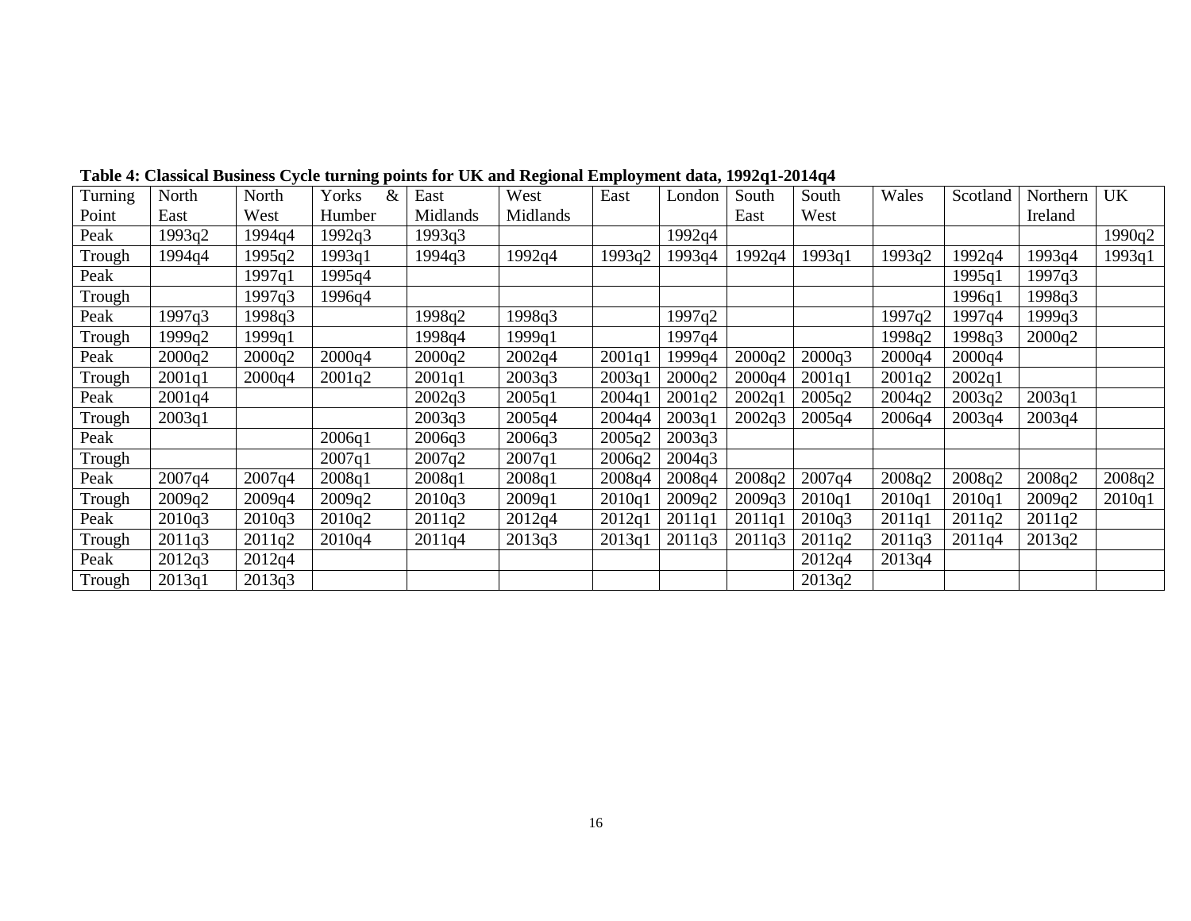**Table 4: Classical Business Cycle turning points for UK and Regional Employment data, 1992q1-2014q4**

| Turning Point | North East | North West | Yorks & Humber | East Midlands | West Midlands | East | London | South East | South West | Wales | Scotland | Northern Ireland | UK |
|---|---|---|---|---|---|---|---|---|---|---|---|---|---|
| Peak | 1993q2 | 1994q4 | 1992q3 | 1993q3 | | | 1992q4 | | | | | | 1990q2 |
| Trough | 1994q4 | 1995q2 | 1993q1 | 1994q3 | 1992q4 | 1993q2 | 1993q4 | 1992q4 | 1993q1 | 1993q2 | 1992q4 | 1993q4 | 1993q1 |
| Peak | | 1997q1 | 1995q4 | | | | | | | | 1995q1 | 1997q3 | |
| Trough | | 1997q3 | 1996q4 | | | | | | | | 1996q1 | 1998q3 | |
| Peak | 1997q3 | 1998q3 | | 1998q2 | 1998q3 | | 1997q2 | | | 1997q2 | 1997q4 | 1999q3 | |
| Trough | 1999q2 | 1999q1 | | 1998q4 | 1999q1 | | 1997q4 | | | 1998q2 | 1998q3 | 2000q2 | |
| Peak | 2000q2 | 2000q2 | 2000q4 | 2000q2 | 2002q4 | 2001q1 | 1999q4 | 2000q2 | 2000q3 | 2000q4 | 2000q4 | | |
| Trough | 2001q1 | 2000q4 | 2001q2 | 2001q1 | 2003q3 | 2003q1 | 2000q2 | 2000q4 | 2001q1 | 2001q2 | 2002q1 | | |
| Peak | 2001q4 | | | 2002q3 | 2005q1 | 2004q1 | 2001q2 | 2002q1 | 2005q2 | 2004q2 | 2003q2 | 2003q1 | |
| Trough | 2003q1 | | | 2003q3 | 2005q4 | 2004q4 | 2003q1 | 2002q3 | 2005q4 | 2006q4 | 2003q4 | 2003q4 | |
| Peak | | | 2006q1 | 2006q3 | 2006q3 | 2005q2 | 2003q3 | | | | | | |
| Trough | | | 2007q1 | 2007q2 | 2007q1 | 2006q2 | 2004q3 | | | | | | |
| Peak | 2007q4 | 2007q4 | 2008q1 | 2008q1 | 2008q1 | 2008q4 | 2008q4 | 2008q2 | 2007q4 | 2008q2 | 2008q2 | 2008q2 | 2008q2 |
| Trough | 2009q2 | 2009q4 | 2009q2 | 2010q3 | 2009q1 | 2010q1 | 2009q2 | 2009q3 | 2010q1 | 2010q1 | 2010q1 | 2009q2 | 2010q1 |
| Peak | 2010q3 | 2010q3 | 2010q2 | 2011q2 | 2012q4 | 2012q1 | 2011q1 | 2011q1 | 2010q3 | 2011q1 | 2011q2 | 2011q2 | |
| Trough | 2011q3 | 2011q2 | 2010q4 | 2011q4 | 2013q3 | 2013q1 | 2011q3 | 2011q3 | 2011q2 | 2011q3 | 2011q4 | 2013q2 | |
| Peak | 2012q3 | 2012q4 | | | | | | | 2012q4 | 2013q4 | | | |
| Trough | 2013q1 | 2013q3 | | | | | | | 2013q2 | | | | |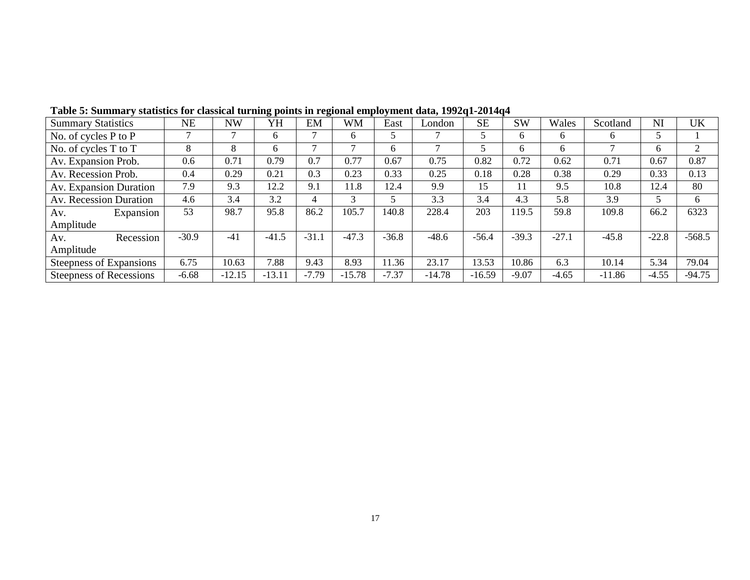**Table 5: Summary statistics for classical turning points in regional employment data, 1992q1-2014q4**

| Summary Statistics | NE | NW | YH | EM | WM | East | London | SE | SW | Wales | Scotland | NI | UK |
|---|---|---|---|---|---|---|---|---|---|---|---|---|---|
| No. of cycles P to P | 7 | 7 | 6 | 7 | 6 | 5 | 7 | 5 | 6 | 6 | 6 | 5 | 1 |
| No. of cycles T to T | 8 | 8 | 6 | 7 | 7 | 6 | 7 | 5 | 6 | 6 | 7 | 6 | 2 |
| Av. Expansion Prob. | 0.6 | 0.71 | 0.79 | 0.7 | 0.77 | 0.67 | 0.75 | 0.82 | 0.72 | 0.62 | 0.71 | 0.67 | 0.87 |
| Av. Recession Prob. | 0.4 | 0.29 | 0.21 | 0.3 | 0.23 | 0.33 | 0.25 | 0.18 | 0.28 | 0.38 | 0.29 | 0.33 | 0.13 |
| Av. Expansion Duration | 7.9 | 9.3 | 12.2 | 9.1 | 11.8 | 12.4 | 9.9 | 15 | 11 | 9.5 | 10.8 | 12.4 | 80 |
| Av. Recession Duration | 4.6 | 3.4 | 3.2 | 4 | 3 | 5 | 3.3 | 3.4 | 4.3 | 5.8 | 3.9 | 5 | 6 |
| Av. Expansion Amplitude | 53 | 98.7 | 95.8 | 86.2 | 105.7 | 140.8 | 228.4 | 203 | 119.5 | 59.8 | 109.8 | 66.2 | 6323 |
| Av. Recession Amplitude | -30.9 | -41 | -41.5 | -31.1 | -47.3 | -36.8 | -48.6 | -56.4 | -39.3 | -27.1 | -45.8 | -22.8 | -568.5 |
| Steepness of Expansions | 6.75 | 10.63 | 7.88 | 9.43 | 8.93 | 11.36 | 23.17 | 13.53 | 10.86 | 6.3 | 10.14 | 5.34 | 79.04 |
| Steepness of Recessions | -6.68 | -12.15 | -13.11 | -7.79 | -15.78 | -7.37 | -14.78 | -16.59 | -9.07 | -4.65 | -11.86 | -4.55 | -94.75 |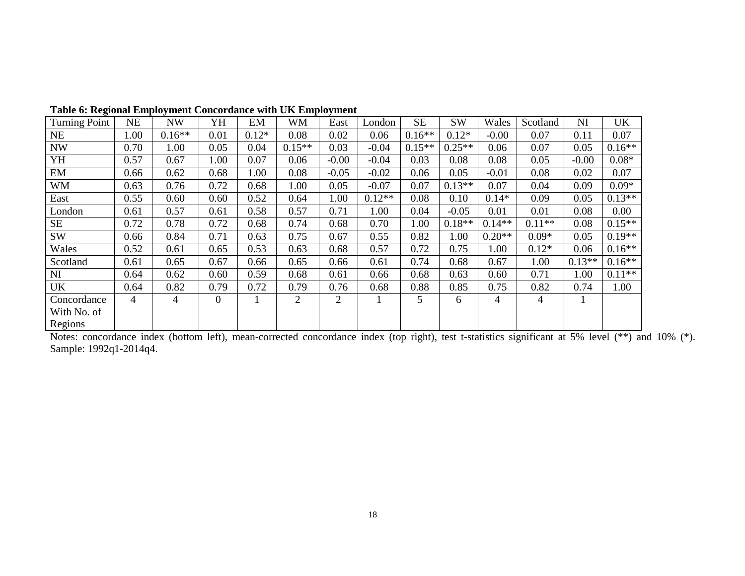**Table 6: Regional Employment Concordance with UK Employment**

| Turning Point | NE | NW | YH | EM | WM | East | London | SE | SW | Wales | Scotland | NI | UK |
|---|---|---|---|---|---|---|---|---|---|---|---|---|---|
| NE | 1.00 | 0.16** | 0.01 | 0.12* | 0.08 | 0.02 | 0.06 | 0.16** | 0.12* | -0.00 | 0.07 | 0.11 | 0.07 |
| NW | 0.70 | 1.00 | 0.05 | 0.04 | 0.15** | 0.03 | -0.04 | 0.15** | 0.25** | 0.06 | 0.07 | 0.05 | 0.16** |
| YH | 0.57 | 0.67 | 1.00 | 0.07 | 0.06 | -0.00 | -0.04 | 0.03 | 0.08 | 0.08 | 0.05 | -0.00 | 0.08* |
| EM | 0.66 | 0.62 | 0.68 | 1.00 | 0.08 | -0.05 | -0.02 | 0.06 | 0.05 | -0.01 | 0.08 | 0.02 | 0.07 |
| WM | 0.63 | 0.76 | 0.72 | 0.68 | 1.00 | 0.05 | -0.07 | 0.07 | 0.13** | 0.07 | 0.04 | 0.09 | 0.09* |
| East | 0.55 | 0.60 | 0.60 | 0.52 | 0.64 | 1.00 | 0.12** | 0.08 | 0.10 | 0.14* | 0.09 | 0.05 | 0.13** |
| London | 0.61 | 0.57 | 0.61 | 0.58 | 0.57 | 0.71 | 1.00 | 0.04 | -0.05 | 0.01 | 0.01 | 0.08 | 0.00 |
| SE | 0.72 | 0.78 | 0.72 | 0.68 | 0.74 | 0.68 | 0.70 | 1.00 | 0.18** | 0.14** | 0.11** | 0.08 | 0.15** |
| SW | 0.66 | 0.84 | 0.71 | 0.63 | 0.75 | 0.67 | 0.55 | 0.82 | 1.00 | 0.20** | 0.09* | 0.05 | 0.19** |
| Wales | 0.52 | 0.61 | 0.65 | 0.53 | 0.63 | 0.68 | 0.57 | 0.72 | 0.75 | 1.00 | 0.12* | 0.06 | 0.16** |
| Scotland | 0.61 | 0.65 | 0.67 | 0.66 | 0.65 | 0.66 | 0.61 | 0.74 | 0.68 | 0.67 | 1.00 | 0.13** | 0.16** |
| NI | 0.64 | 0.62 | 0.60 | 0.59 | 0.68 | 0.61 | 0.66 | 0.68 | 0.63 | 0.60 | 0.71 | 1.00 | 0.11** |
| UK | 0.64 | 0.82 | 0.79 | 0.72 | 0.79 | 0.76 | 0.68 | 0.88 | 0.85 | 0.75 | 0.82 | 0.74 | 1.00 |
| Concordance With No. of Regions | 4 | 4 | 0 | 1 | 2 | 2 | 1 | 5 | 6 | 4 | 4 | 1 | |

Notes: concordance index (bottom left), mean-corrected concordance index (top right), test t-statistics significant at 5% level (**) and 10% (*). Sample: 1992q1-2014q4.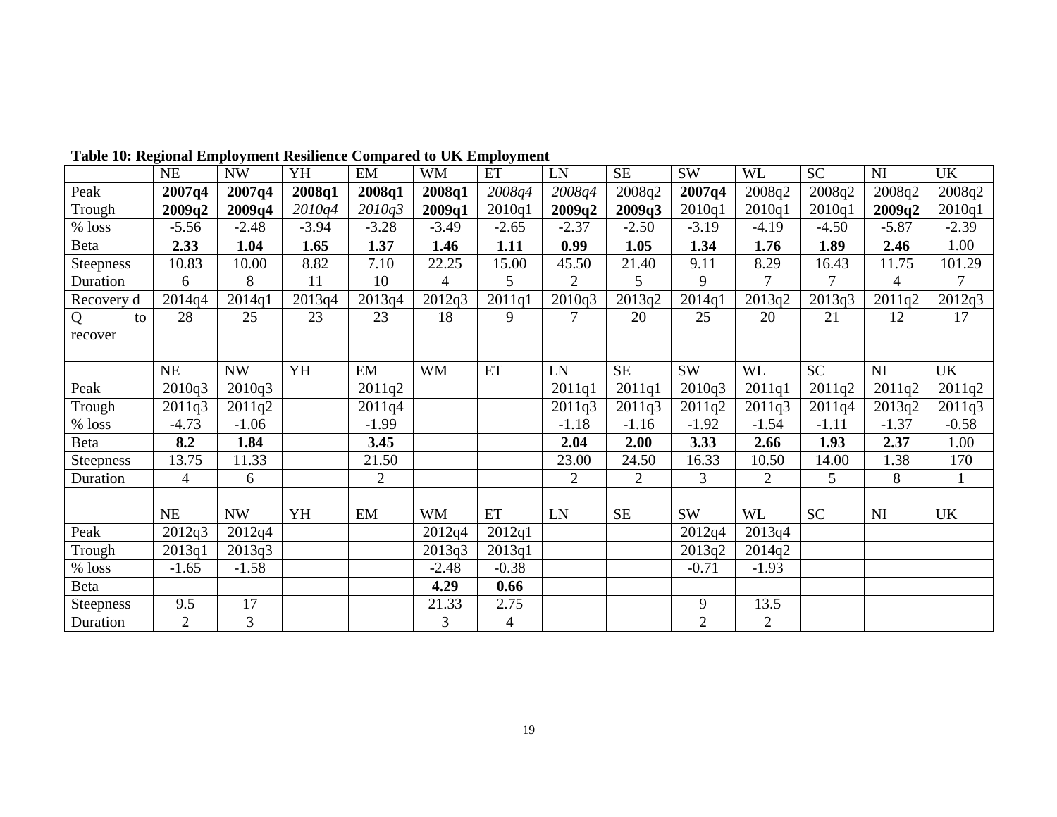**Table 10: Regional Employment Resilience Compared to UK Employment**

| | NE | NW | YH | EM | WM | ET | LN | SE | SW | WL | SC | NI | UK |
|---|---|---|---|---|---|---|---|---|---|---|---|---|---|
| Peak | **2007q4** | **2007q4** | **2008q1** | **2008q1** | **2008q1** | *2008q4* | *2008q4* | 2008q2 | **2007q4** | 2008q2 | 2008q2 | 2008q2 | 2008q2 |
| Trough | **2009q2** | **2009q4** | *2010q4* | *2010q3* | **2009q1** | 2010q1 | **2009q2** | **2009q3** | 2010q1 | 2010q1 | 2010q1 | **2009q2** | 2010q1 |
| % loss | -5.56 | -2.48 | -3.94 | -3.28 | -3.49 | -2.65 | -2.37 | -2.50 | -3.19 | -4.19 | -4.50 | -5.87 | -2.39 |
| Beta | **2.33** | **1.04** | **1.65** | **1.37** | **1.46** | **1.11** | **0.99** | **1.05** | **1.34** | **1.76** | **1.89** | **2.46** | 1.00 |
| Steepness | 10.83 | 10.00 | 8.82 | 7.10 | 22.25 | 15.00 | 45.50 | 21.40 | 9.11 | 8.29 | 16.43 | 11.75 | 101.29 |
| Duration | 6 | 8 | 11 | 10 | 4 | 5 | 2 | 5 | 9 | 7 | 7 | 4 | 7 |
| Recovery d | 2014q4 | 2014q1 | 2013q4 | 2013q4 | 2012q3 | 2011q1 | 2010q3 | 2013q2 | 2014q1 | 2013q2 | 2013q3 | 2011q2 | 2012q3 |
| Q to recover | 28 | 25 | 23 | 23 | 18 | 9 | 7 | 20 | 25 | 20 | 21 | 12 | 17 |
| | | | | | | | | | | | | | |
| | NE | NW | YH | EM | WM | ET | LN | SE | SW | WL | SC | NI | UK |
| Peak | 2010q3 | 2010q3 | | 2011q2 | | | 2011q1 | 2011q1 | 2010q3 | 2011q1 | 2011q2 | 2011q2 | 2011q2 |
| Trough | 2011q3 | 2011q2 | | 2011q4 | | | 2011q3 | 2011q3 | 2011q2 | 2011q3 | 2011q4 | 2013q2 | 2011q3 |
| % loss | -4.73 | -1.06 | | -1.99 | | | -1.18 | -1.16 | -1.92 | -1.54 | -1.11 | -1.37 | -0.58 |
| Beta | **8.2** | **1.84** | | **3.45** | | | **2.04** | **2.00** | **3.33** | **2.66** | **1.93** | **2.37** | 1.00 |
| Steepness | 13.75 | 11.33 | | 21.50 | | | 23.00 | 24.50 | 16.33 | 10.50 | 14.00 | 1.38 | 170 |
| Duration | 4 | 6 | | 2 | | | 2 | 2 | 3 | 2 | 5 | 8 | 1 |
| | | | | | | | | | | | | | |
| | NE | NW | YH | EM | WM | ET | LN | SE | SW | WL | SC | NI | UK |
| Peak | 2012q3 | 2012q4 | | | 2012q4 | 2012q1 | | | 2012q4 | 2013q4 | | | |
| Trough | 2013q1 | 2013q3 | | | 2013q3 | 2013q1 | | | 2013q2 | 2014q2 | | | |
| % loss | -1.65 | -1.58 | | | -2.48 | -0.38 | | | -0.71 | -1.93 | | | |
| Beta | | | | | **4.29** | **0.66** | | | | | | | |
| Steepness | 9.5 | 17 | | | 21.33 | 2.75 | | | 9 | 13.5 | | | |
| Duration | 2 | 3 | | | 3 | 4 | | | 2 | 2 | | | |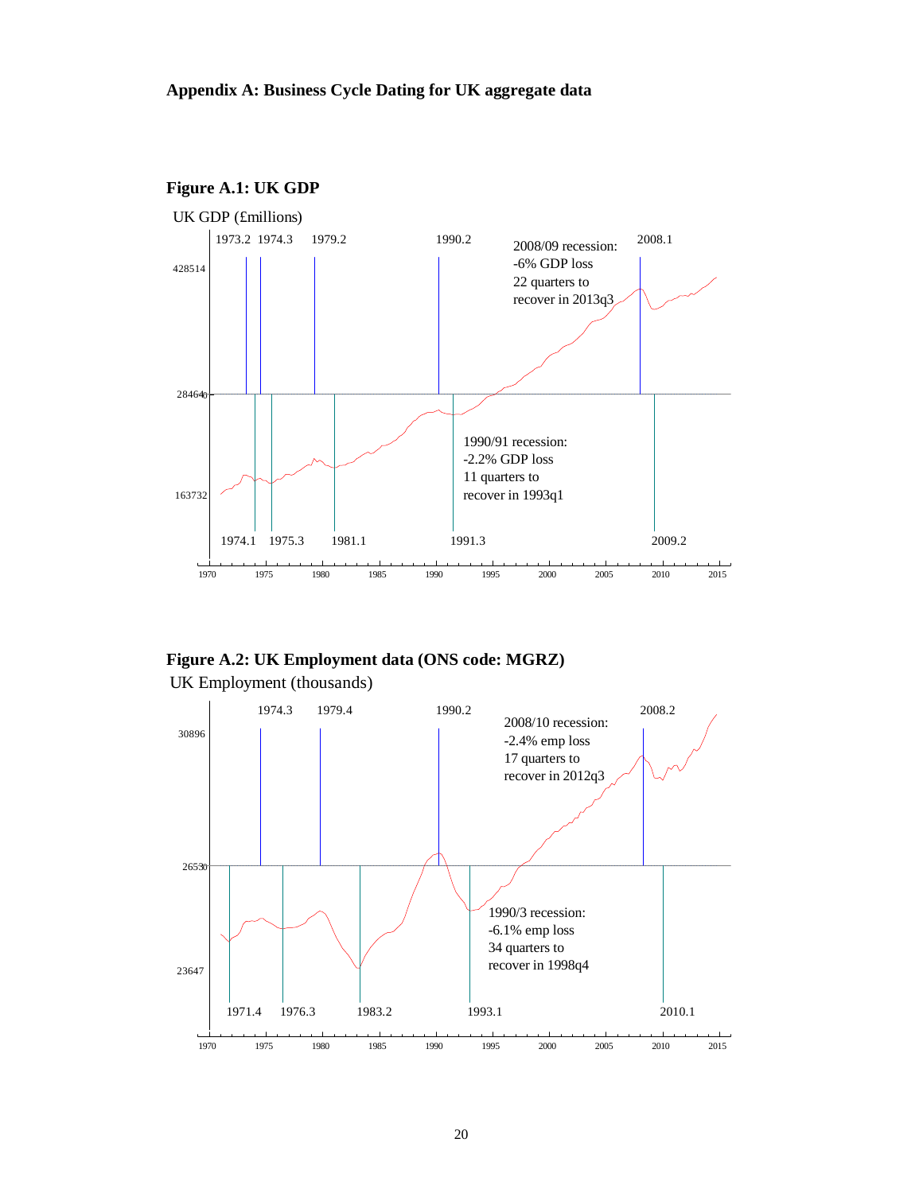## Appendix A: Business Cycle Dating for UK aggregate data

**Figure A.1: UK GDP**

UK GDP (£millions)

1973.2 1974.3 1979.2 1990.2 2008.1

2008/09 recession:
-6% GDP loss
22 quarters to
recover in 2013q3

1990/91 recession:
-2.2% GDP loss
11 quarters to
recover in 1993q1

1974.1 1975.3 1981.1 1991.3 2009.2

**Figure A.2: UK Employment data (ONS code: MGRZ)**

UK Employment (thousands)

1974.3 1979.4 1990.2 2008.2

2008/10 recession:
-2.4% emp loss
17 quarters to
recover in 2012q3

1990/3 recession:
-6.1% emp loss
34 quarters to
recover in 1998q4

1971.4 1976.3 1983.2 1993.1 2010.1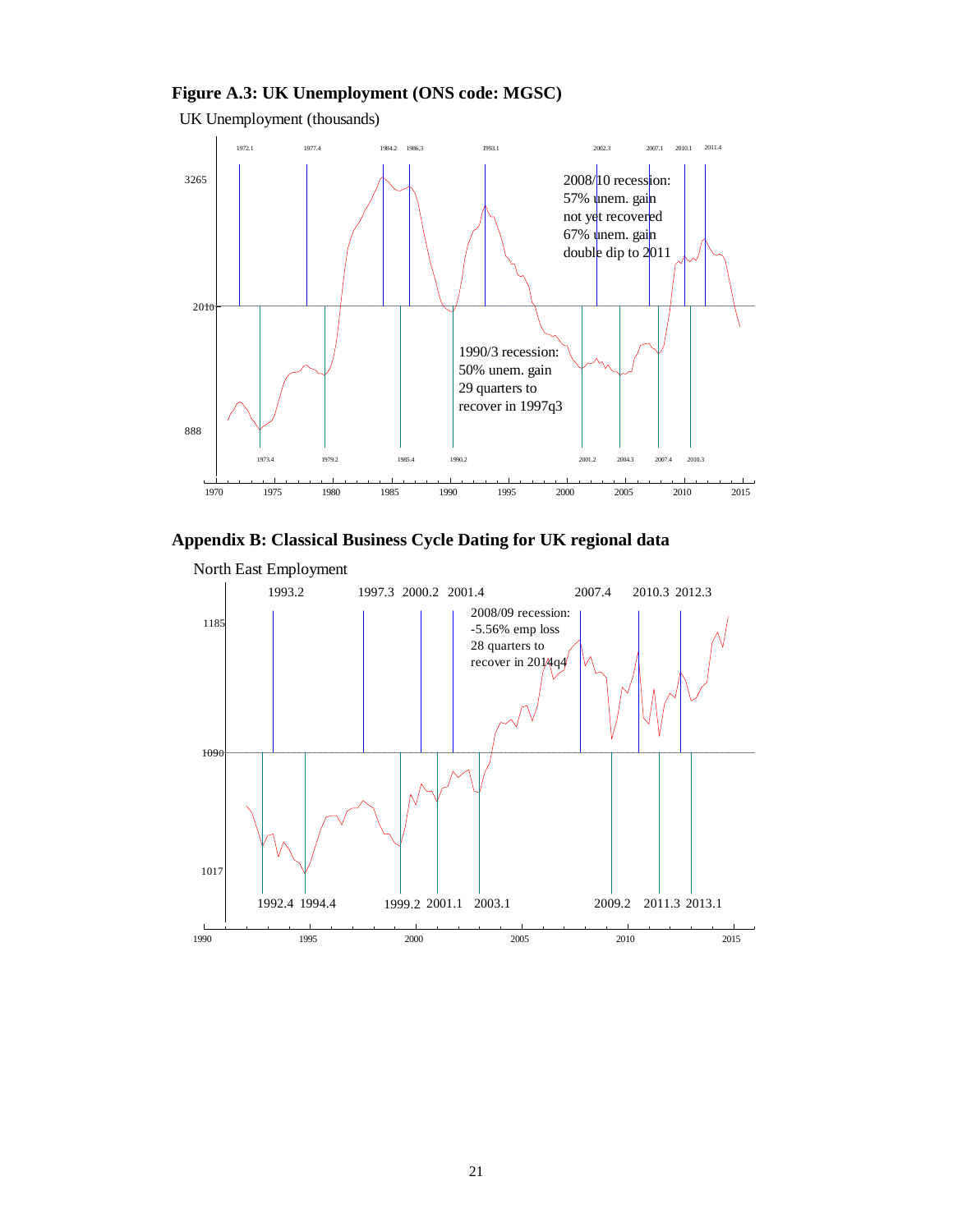**Figure A.3: UK Unemployment (ONS code: MGSC)**

UK Unemployment (thousands)

2008/10 recession:
57% unem. gain
not yet recovered
67% unem. gain
double dip to 2011

1990/3 recession:
50% unem. gain
29 quarters to
recover in 1997q3

## Appendix B: Classical Business Cycle Dating for UK regional data

North East Employment

2008/09 recession:
-5.56% emp loss
28 quarters to
recover in 2014q4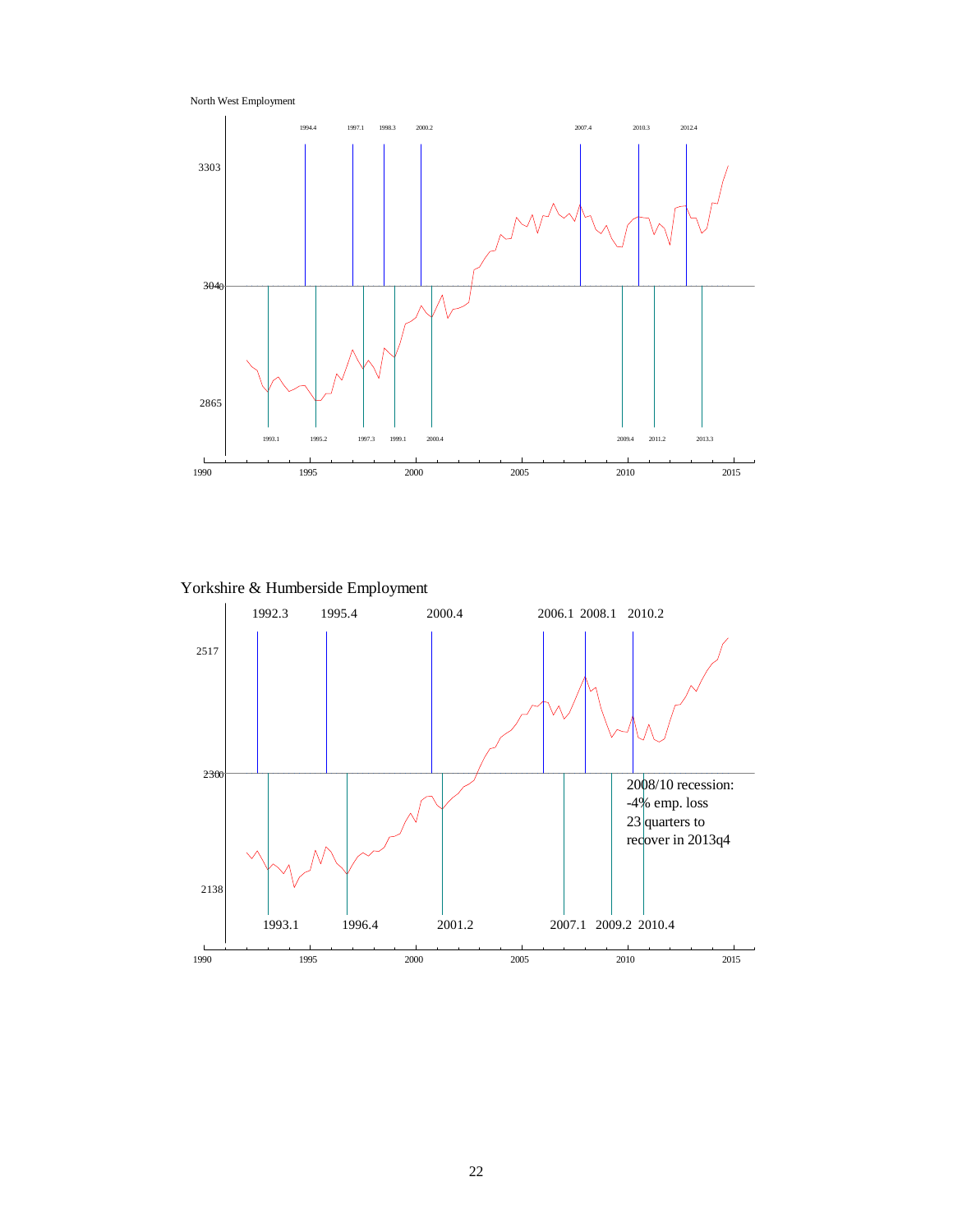North West Employment

3303

3040

2865

1994.4 1997.1 1998.3 2000.2 2007.4 2010.3 2012.4

1993.1 1995.2 1997.3 1999.1 2000.4 2009.4 2011.2 2013.3

1990 1995 2000 2005 2010 2015

Yorkshire & Humberside Employment

2517

2300

2138

1992.3 1995.4 2000.4 2006.1 2008.1 2010.2

1993.1 1996.4 2001.2 2007.1 2009.2 2010.4

2008/10 recession:
-4% emp. loss
23 quarters to
recover in 2013q4

1990 1995 2000 2005 2010 2015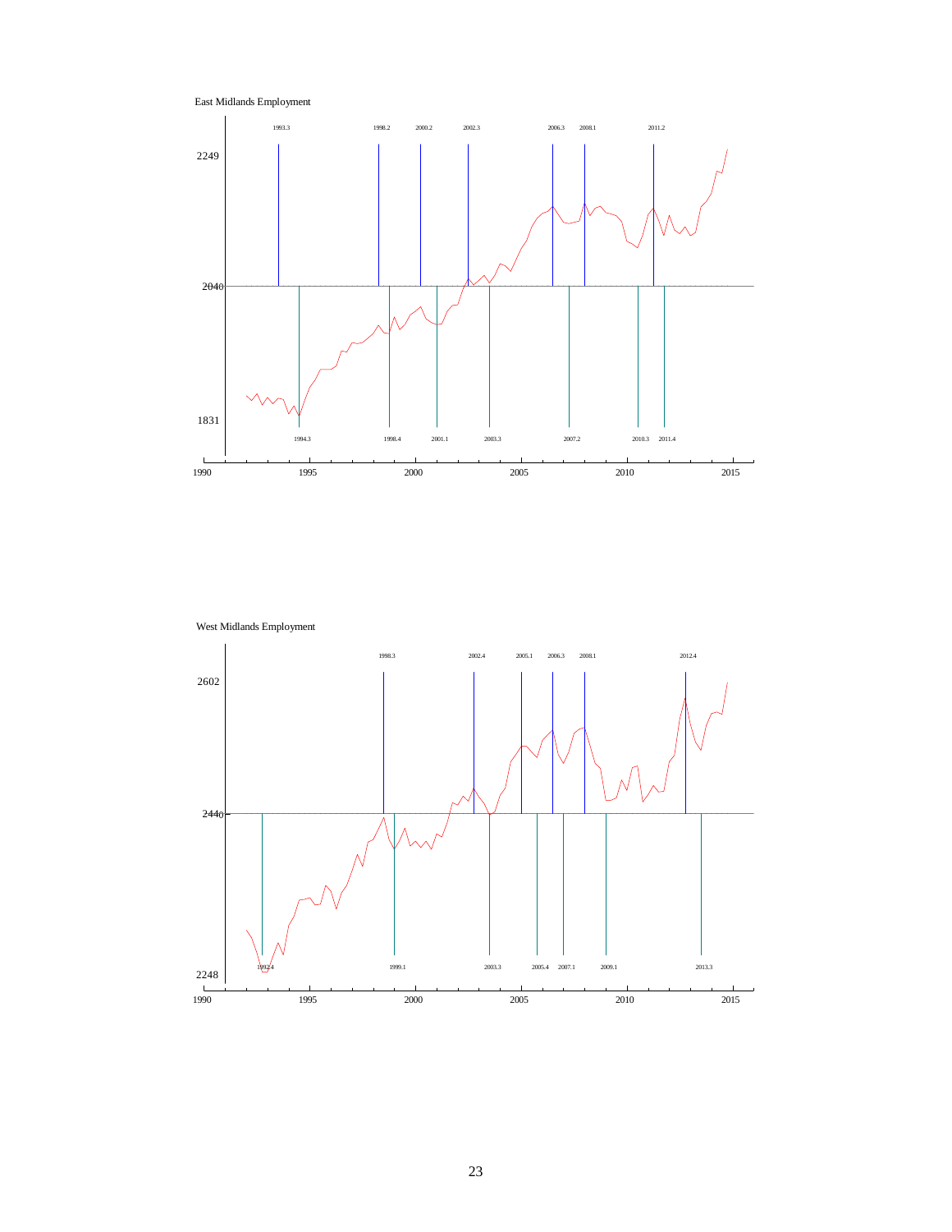East Midlands Employment

West Midlands Employment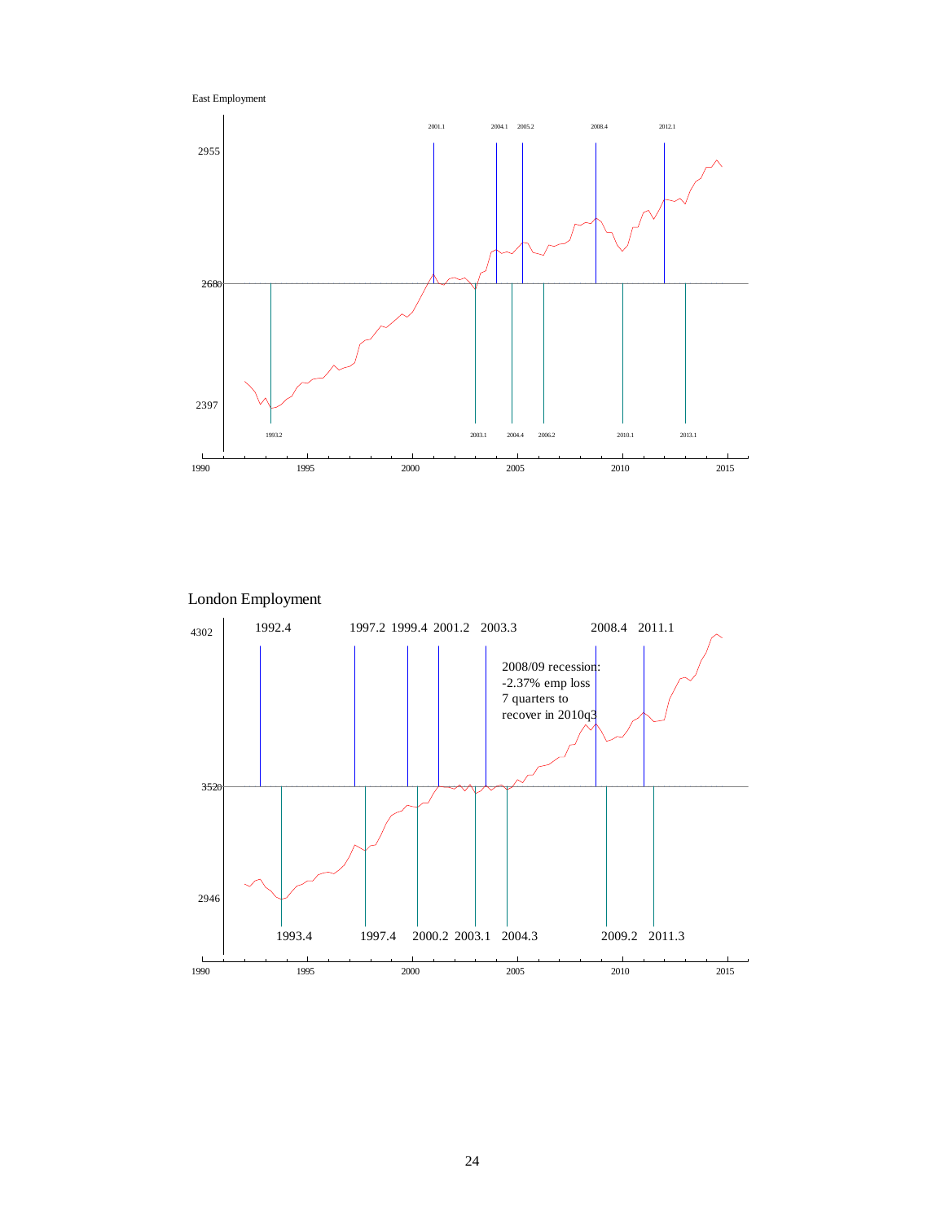East Employment

2955

2680

2397

2001.1 2004.1 2005.2 2008.4 2012.1

1993.2 2003.1 2004.4 2006.2 2010.1 2013.1

1990 1995 2000 2005 2010 2015

London Employment

4302

3520

2946

1992.4 1997.2 1999.4 2001.2 2003.3 2008.4 2011.1

2008/09 recession:
-2.37% emp loss
7 quarters to
recover in 2010q3

1993.4 1997.4 2000.2 2003.1 2004.3 2009.2 2011.3

1990 1995 2000 2005 2010 2015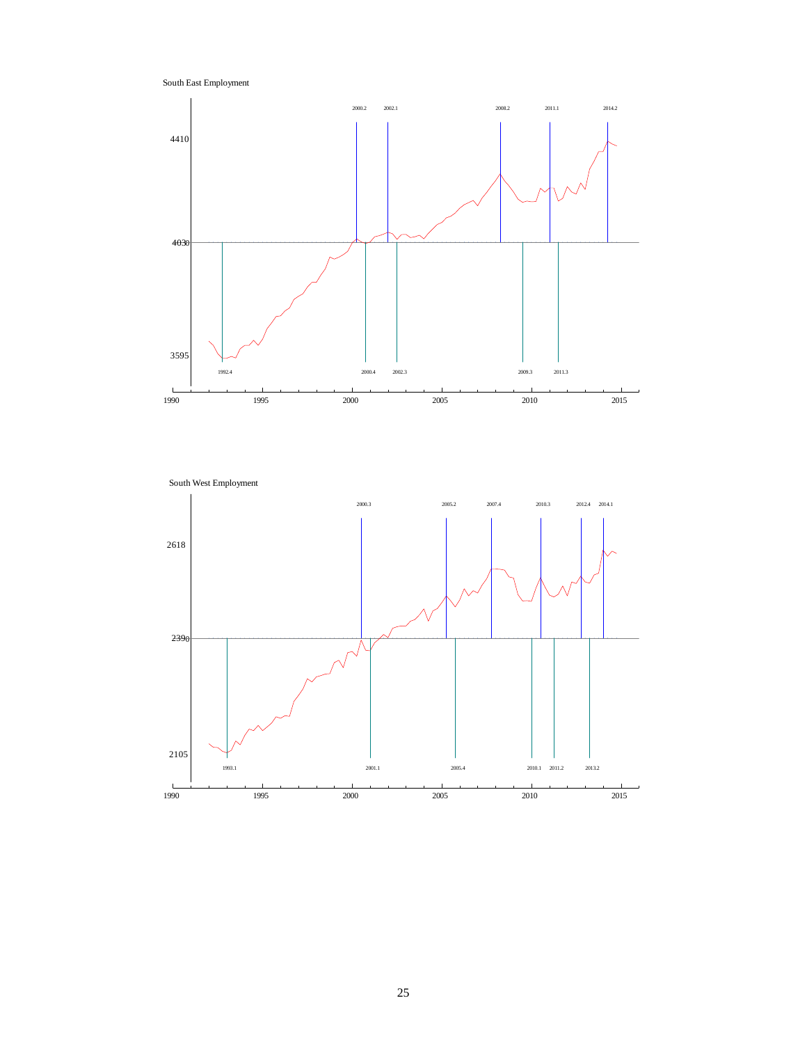South East Employment

2000.2 2002.1 2008.2 2011.1 2014.2

4410

4030

3595

1992.4 2000.4 2002.3 2009.3 2011.3

1990 1995 2000 2005 2010 2015

South West Employment

2000.3 2005.2 2007.4 2010.3 2012.4 2014.1

2618

2390

2105

1993.1 2001.1 2005.4 2010.1 2011.2 2013.2

1990 1995 2000 2005 2010 2015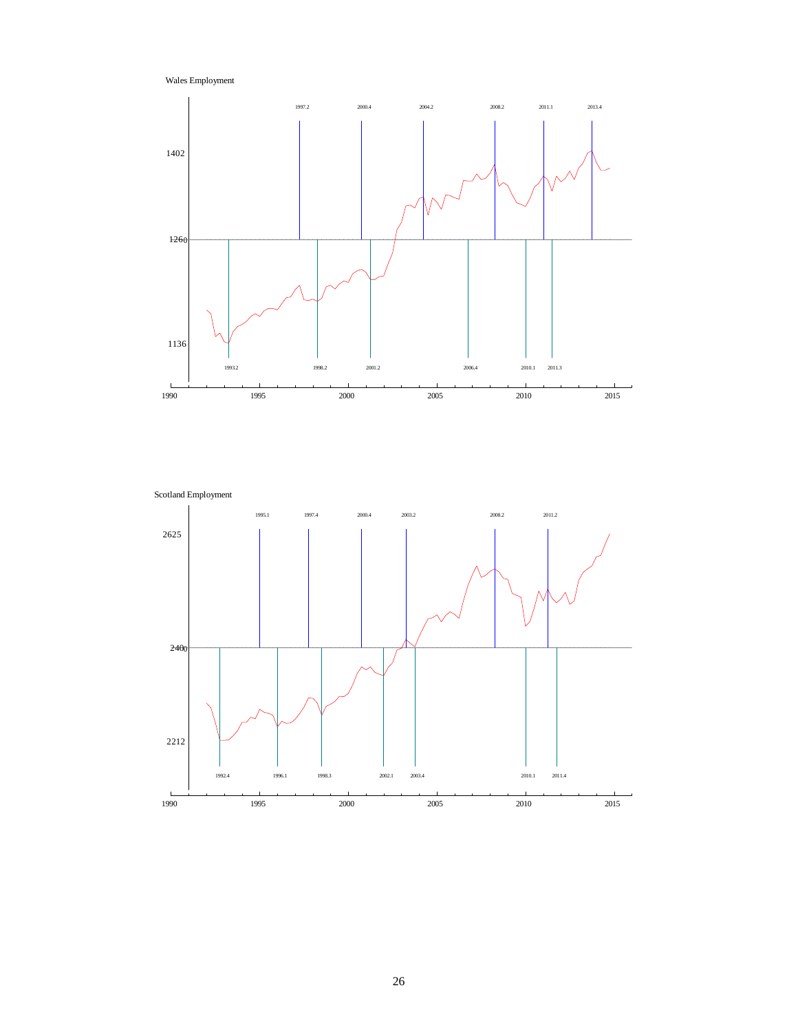Wales Employment

1997.2 2000.4 2004.2 2008.2 2011.1 2013.4

1402

1260

1136

1993.2 1998.2 2001.2 2006.4 2010.1 2011.3

1990 1995 2000 2005 2010 2015

Scotland Employment

1995.1 1997.4 2000.4 2003.2 2008.2 2011.2

2625

2400

2212

1992.4 1996.1 1998.3 2002.1 2003.4 2010.1 2011.4

1990 1995 2000 2005 2010 2015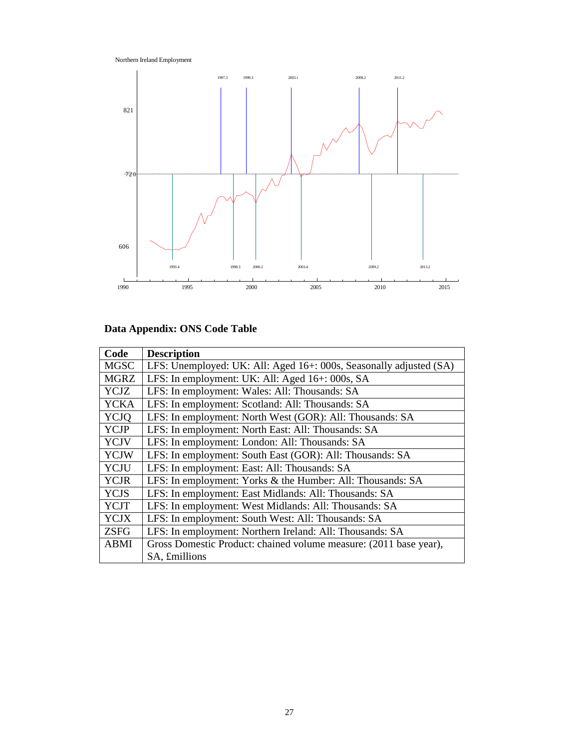Northern Ireland Employment

1997.3
1999.3
2003.1
2008.2
2011.2

821

720

606

1993.4
1998.3
2000.2
2003.4
2009.2
2013.2

1990
1995
2000
2005
2010
2015

### Data Appendix: ONS Code Table

| Code | Description |
|---|---|
| MGSC | LFS: Unemployed: UK: All: Aged 16+: 000s, Seasonally adjusted (SA) |
| MGRZ | LFS: In employment: UK: All: Aged 16+: 000s, SA |
| YCJZ | LFS: In employment: Wales: All: Thousands: SA |
| YCKA | LFS: In employment: Scotland: All: Thousands: SA |
| YCJQ | LFS: In employment: North West (GOR): All: Thousands: SA |
| YCJP | LFS: In employment: North East: All: Thousands: SA |
| YCJV | LFS: In employment: London: All: Thousands: SA |
| YCJW | LFS: In employment: South East (GOR): All: Thousands: SA |
| YCJU | LFS: In employment: East: All: Thousands: SA |
| YCJR | LFS: In employment: Yorks & the Humber: All: Thousands: SA |
| YCJS | LFS: In employment: East Midlands: All: Thousands: SA |
| YCJT | LFS: In employment: West Midlands: All: Thousands: SA |
| YCJX | LFS: In employment: South West: All: Thousands: SA |
| ZSFG | LFS: In employment: Northern Ireland: All: Thousands: SA |
| ABMI | Gross Domestic Product: chained volume measure: (2011 base year), SA, £millions |